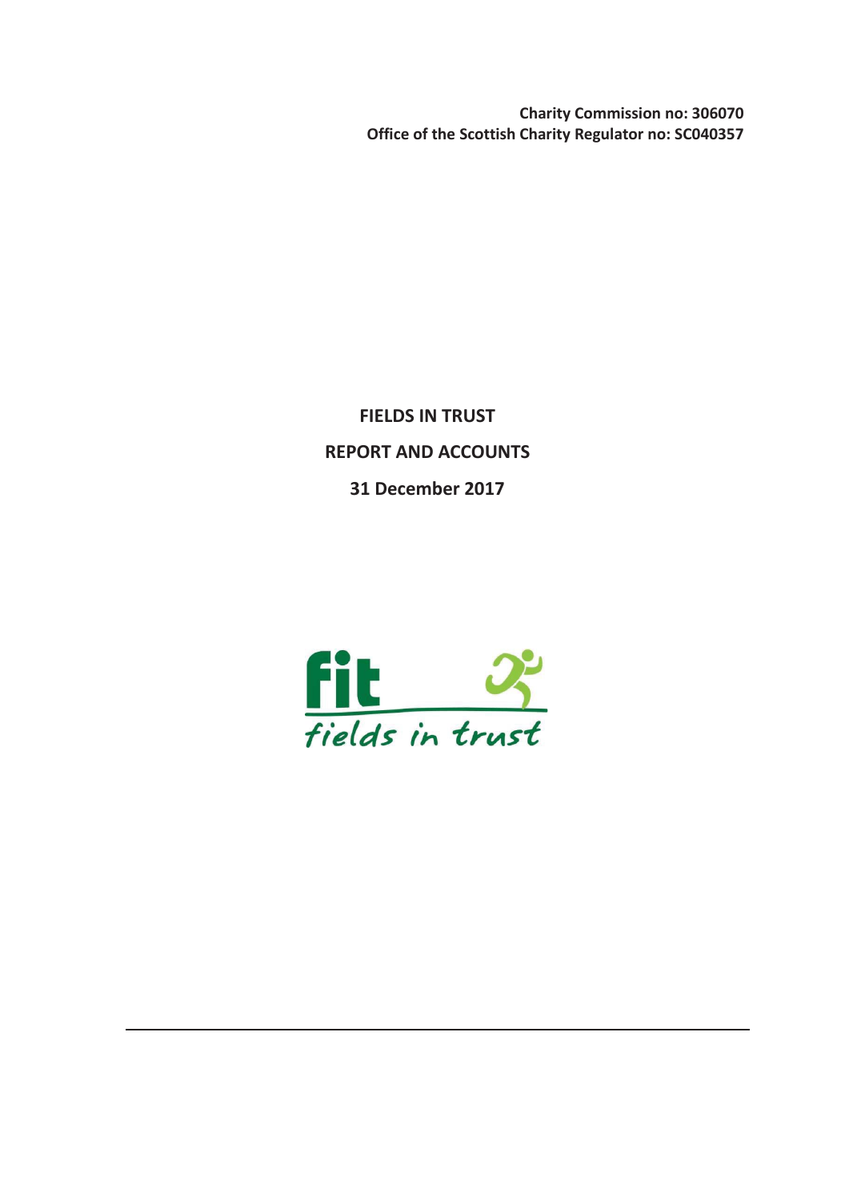**Charity Commission no: 306070**
**Office of the Scottish Charity Regulator no: SC040357**

# FIELDS IN TRUST

## REPORT AND ACCOUNTS

## 31 December 2017

fit
fields in trust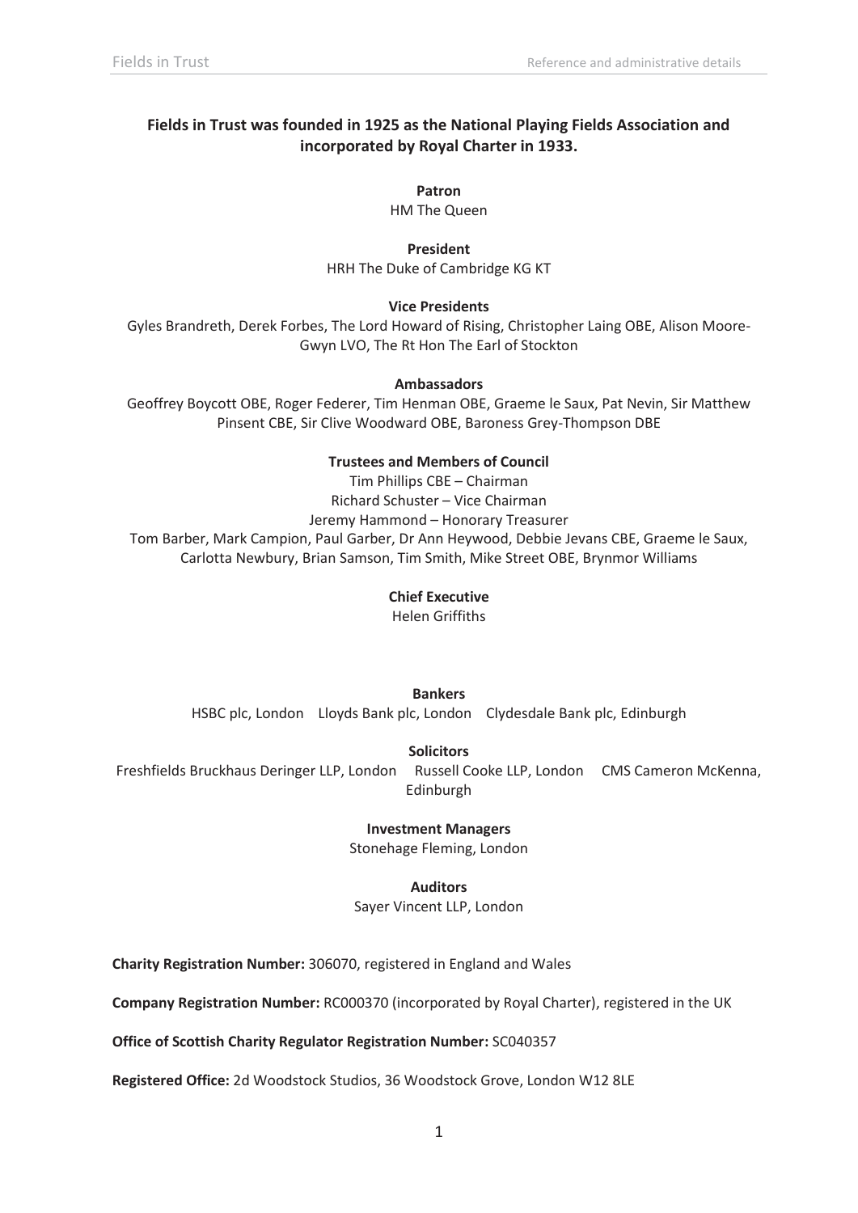**Fields in Trust was founded in 1925 as the National Playing Fields Association and incorporated by Royal Charter in 1933.**

**Patron**
HM The Queen

**President**
HRH The Duke of Cambridge KG KT

**Vice Presidents**
Gyles Brandreth, Derek Forbes, The Lord Howard of Rising, Christopher Laing OBE, Alison Moore-Gwyn LVO, The Rt Hon The Earl of Stockton

**Ambassadors**
Geoffrey Boycott OBE, Roger Federer, Tim Henman OBE, Graeme le Saux, Pat Nevin, Sir Matthew Pinsent CBE, Sir Clive Woodward OBE, Baroness Grey-Thompson DBE

**Trustees and Members of Council**
Tim Phillips CBE – Chairman
Richard Schuster – Vice Chairman
Jeremy Hammond – Honorary Treasurer
Tom Barber, Mark Campion, Paul Garber, Dr Ann Heywood, Debbie Jevans CBE, Graeme le Saux, Carlotta Newbury, Brian Samson, Tim Smith, Mike Street OBE, Brynmor Williams

**Chief Executive**
Helen Griffiths

**Bankers**
HSBC plc, London    Lloyds Bank plc, London    Clydesdale Bank plc, Edinburgh

**Solicitors**
Freshfields Bruckhaus Deringer LLP, London    Russell Cooke LLP, London    CMS Cameron McKenna, Edinburgh

**Investment Managers**
Stonehage Fleming, London

**Auditors**
Sayer Vincent LLP, London

**Charity Registration Number:** 306070, registered in England and Wales

**Company Registration Number:** RC000370 (incorporated by Royal Charter), registered in the UK

**Office of Scottish Charity Regulator Registration Number:** SC040357

**Registered Office:** 2d Woodstock Studios, 36 Woodstock Grove, London W12 8LE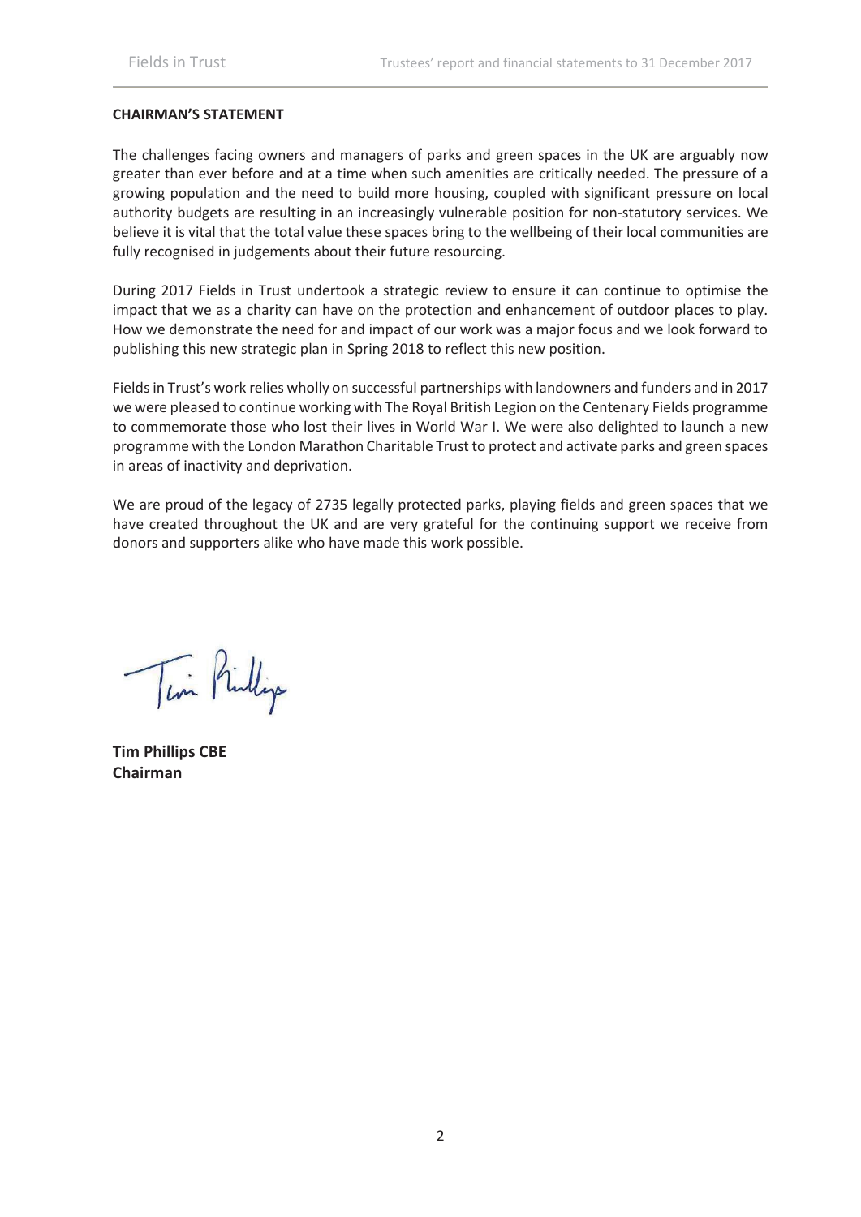## CHAIRMAN'S STATEMENT

The challenges facing owners and managers of parks and green spaces in the UK are arguably now greater than ever before and at a time when such amenities are critically needed. The pressure of a growing population and the need to build more housing, coupled with significant pressure on local authority budgets are resulting in an increasingly vulnerable position for non-statutory services. We believe it is vital that the total value these spaces bring to the wellbeing of their local communities are fully recognised in judgements about their future resourcing.

During 2017 Fields in Trust undertook a strategic review to ensure it can continue to optimise the impact that we as a charity can have on the protection and enhancement of outdoor places to play. How we demonstrate the need for and impact of our work was a major focus and we look forward to publishing this new strategic plan in Spring 2018 to reflect this new position.

Fields in Trust's work relies wholly on successful partnerships with landowners and funders and in 2017 we were pleased to continue working with The Royal British Legion on the Centenary Fields programme to commemorate those who lost their lives in World War I. We were also delighted to launch a new programme with the London Marathon Charitable Trust to protect and activate parks and green spaces in areas of inactivity and deprivation.

We are proud of the legacy of 2735 legally protected parks, playing fields and green spaces that we have created throughout the UK and are very grateful for the continuing support we receive from donors and supporters alike who have made this work possible.

**Tim Phillips CBE**
**Chairman**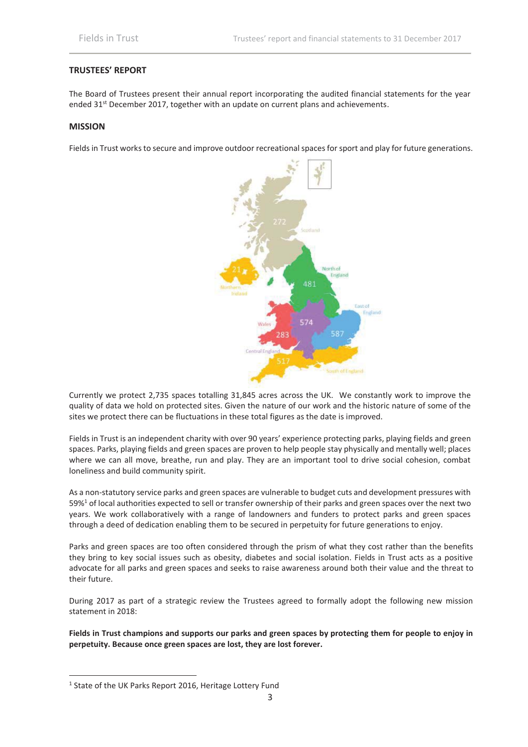## TRUSTEES' REPORT

The Board of Trustees present their annual report incorporating the audited financial statements for the year ended 31st December 2017, together with an update on current plans and achievements.

## MISSION

Fields in Trust works to secure and improve outdoor recreational spaces for sport and play for future generations.

Scotland 272

Northern Ireland 21

North of England 481

East of England 587

Wales 283

Central England 574

South of England 517

Currently we protect 2,735 spaces totalling 31,845 acres across the UK. We constantly work to improve the quality of data we hold on protected sites. Given the nature of our work and the historic nature of some of the sites we protect there can be fluctuations in these total figures as the date is improved.

Fields in Trust is an independent charity with over 90 years' experience protecting parks, playing fields and green spaces. Parks, playing fields and green spaces are proven to help people stay physically and mentally well; places where we can all move, breathe, run and play. They are an important tool to drive social cohesion, combat loneliness and build community spirit.

As a non-statutory service parks and green spaces are vulnerable to budget cuts and development pressures with 59%[1] of local authorities expected to sell or transfer ownership of their parks and green spaces over the next two years. We work collaboratively with a range of landowners and funders to protect parks and green spaces through a deed of dedication enabling them to be secured in perpetuity for future generations to enjoy.

Parks and green spaces are too often considered through the prism of what they cost rather than the benefits they bring to key social issues such as obesity, diabetes and social isolation. Fields in Trust acts as a positive advocate for all parks and green spaces and seeks to raise awareness around both their value and the threat to their future.

During 2017 as part of a strategic review the Trustees agreed to formally adopt the following new mission statement in 2018:

**Fields in Trust champions and supports our parks and green spaces by protecting them for people to enjoy in perpetuity. Because once green spaces are lost, they are lost forever.**

---

[1] State of the UK Parks Report 2016, Heritage Lottery Fund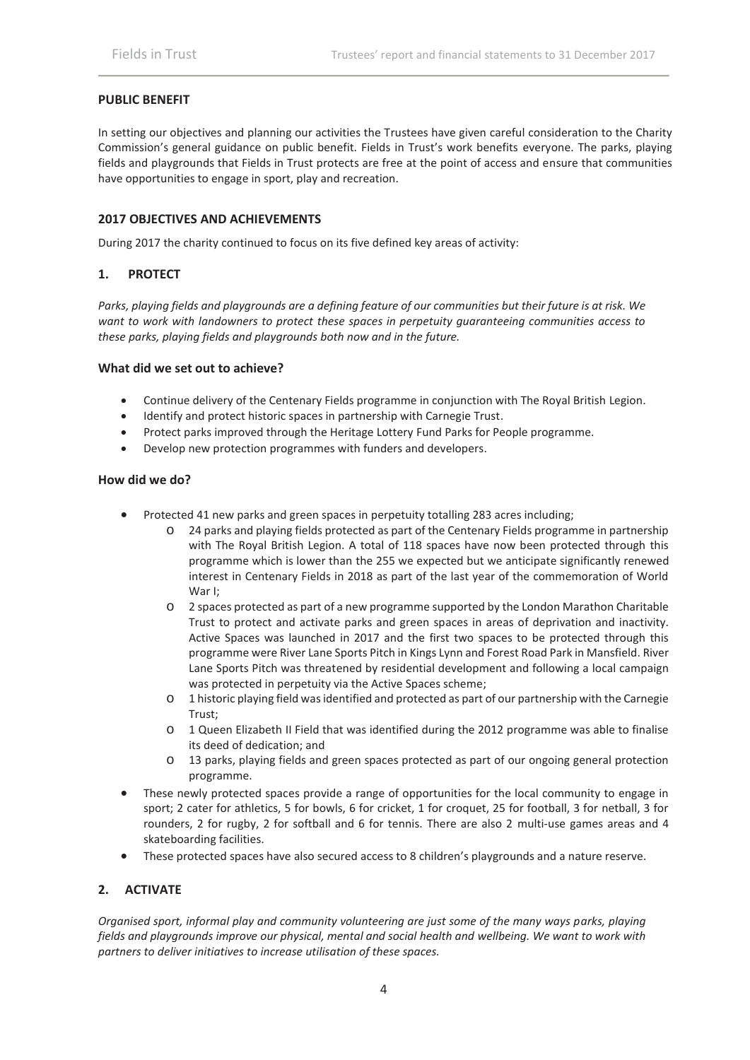## PUBLIC BENEFIT

In setting our objectives and planning our activities the Trustees have given careful consideration to the Charity Commission's general guidance on public benefit. Fields in Trust's work benefits everyone. The parks, playing fields and playgrounds that Fields in Trust protects are free at the point of access and ensure that communities have opportunities to engage in sport, play and recreation.

## 2017 OBJECTIVES AND ACHIEVEMENTS

During 2017 the charity continued to focus on its five defined key areas of activity:

### 1. PROTECT

*Parks, playing fields and playgrounds are a defining feature of our communities but their future is at risk. We want to work with landowners to protect these spaces in perpetuity guaranteeing communities access to these parks, playing fields and playgrounds both now and in the future.*

#### What did we set out to achieve?

- Continue delivery of the Centenary Fields programme in conjunction with The Royal British Legion.
- Identify and protect historic spaces in partnership with Carnegie Trust.
- Protect parks improved through the Heritage Lottery Fund Parks for People programme.
- Develop new protection programmes with funders and developers.

#### How did we do?

- Protected 41 new parks and green spaces in perpetuity totalling 283 acres including;
  - 24 parks and playing fields protected as part of the Centenary Fields programme in partnership with The Royal British Legion. A total of 118 spaces have now been protected through this programme which is lower than the 255 we expected but we anticipate significantly renewed interest in Centenary Fields in 2018 as part of the last year of the commemoration of World War I;
  - 2 spaces protected as part of a new programme supported by the London Marathon Charitable Trust to protect and activate parks and green spaces in areas of deprivation and inactivity. Active Spaces was launched in 2017 and the first two spaces to be protected through this programme were River Lane Sports Pitch in Kings Lynn and Forest Road Park in Mansfield. River Lane Sports Pitch was threatened by residential development and following a local campaign was protected in perpetuity via the Active Spaces scheme;
  - 1 historic playing field was identified and protected as part of our partnership with the Carnegie Trust;
  - 1 Queen Elizabeth II Field that was identified during the 2012 programme was able to finalise its deed of dedication; and
  - 13 parks, playing fields and green spaces protected as part of our ongoing general protection programme.
- These newly protected spaces provide a range of opportunities for the local community to engage in sport; 2 cater for athletics, 5 for bowls, 6 for cricket, 1 for croquet, 25 for football, 3 for netball, 3 for rounders, 2 for rugby, 2 for softball and 6 for tennis. There are also 2 multi-use games areas and 4 skateboarding facilities.
- These protected spaces have also secured access to 8 children's playgrounds and a nature reserve.

### 2. ACTIVATE

*Organised sport, informal play and community volunteering are just some of the many ways parks, playing fields and playgrounds improve our physical, mental and social health and wellbeing. We want to work with partners to deliver initiatives to increase utilisation of these spaces.*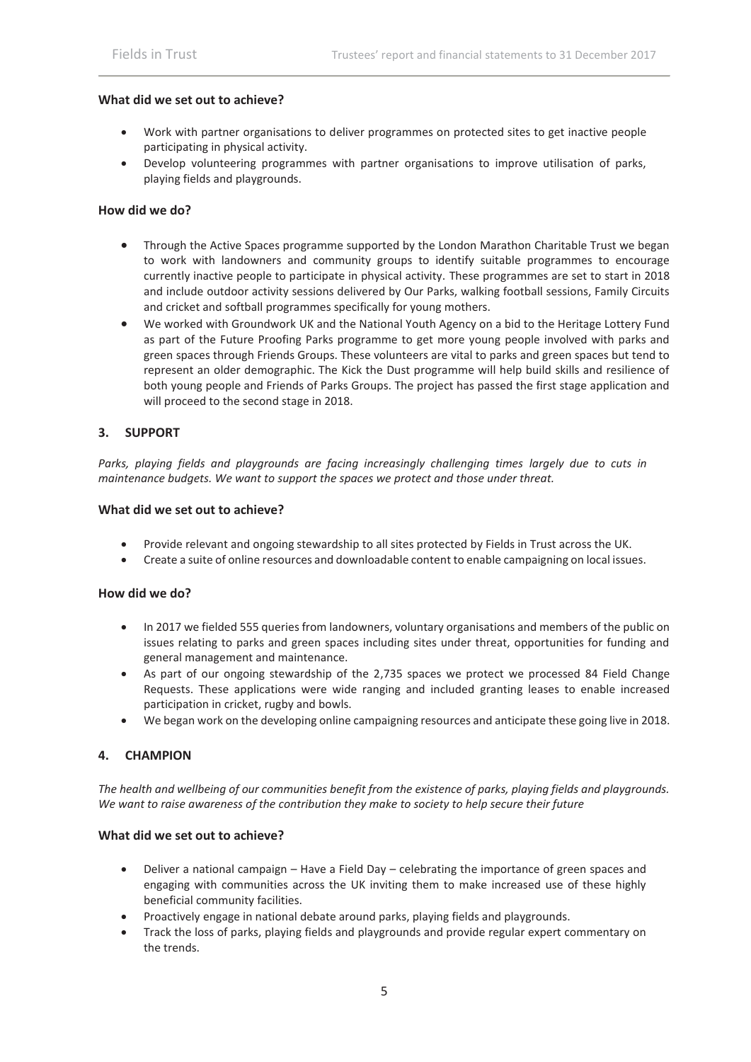### What did we set out to achieve?

- Work with partner organisations to deliver programmes on protected sites to get inactive people participating in physical activity.
- Develop volunteering programmes with partner organisations to improve utilisation of parks, playing fields and playgrounds.

### How did we do?

- Through the Active Spaces programme supported by the London Marathon Charitable Trust we began to work with landowners and community groups to identify suitable programmes to encourage currently inactive people to participate in physical activity. These programmes are set to start in 2018 and include outdoor activity sessions delivered by Our Parks, walking football sessions, Family Circuits and cricket and softball programmes specifically for young mothers.
- We worked with Groundwork UK and the National Youth Agency on a bid to the Heritage Lottery Fund as part of the Future Proofing Parks programme to get more young people involved with parks and green spaces through Friends Groups. These volunteers are vital to parks and green spaces but tend to represent an older demographic. The Kick the Dust programme will help build skills and resilience of both young people and Friends of Parks Groups. The project has passed the first stage application and will proceed to the second stage in 2018.

## 3. SUPPORT

*Parks, playing fields and playgrounds are facing increasingly challenging times largely due to cuts in maintenance budgets. We want to support the spaces we protect and those under threat.*

### What did we set out to achieve?

- Provide relevant and ongoing stewardship to all sites protected by Fields in Trust across the UK.
- Create a suite of online resources and downloadable content to enable campaigning on local issues.

### How did we do?

- In 2017 we fielded 555 queries from landowners, voluntary organisations and members of the public on issues relating to parks and green spaces including sites under threat, opportunities for funding and general management and maintenance.
- As part of our ongoing stewardship of the 2,735 spaces we protect we processed 84 Field Change Requests. These applications were wide ranging and included granting leases to enable increased participation in cricket, rugby and bowls.
- We began work on the developing online campaigning resources and anticipate these going live in 2018.

## 4. CHAMPION

*The health and wellbeing of our communities benefit from the existence of parks, playing fields and playgrounds. We want to raise awareness of the contribution they make to society to help secure their future*

### What did we set out to achieve?

- Deliver a national campaign – Have a Field Day – celebrating the importance of green spaces and engaging with communities across the UK inviting them to make increased use of these highly beneficial community facilities.
- Proactively engage in national debate around parks, playing fields and playgrounds.
- Track the loss of parks, playing fields and playgrounds and provide regular expert commentary on the trends.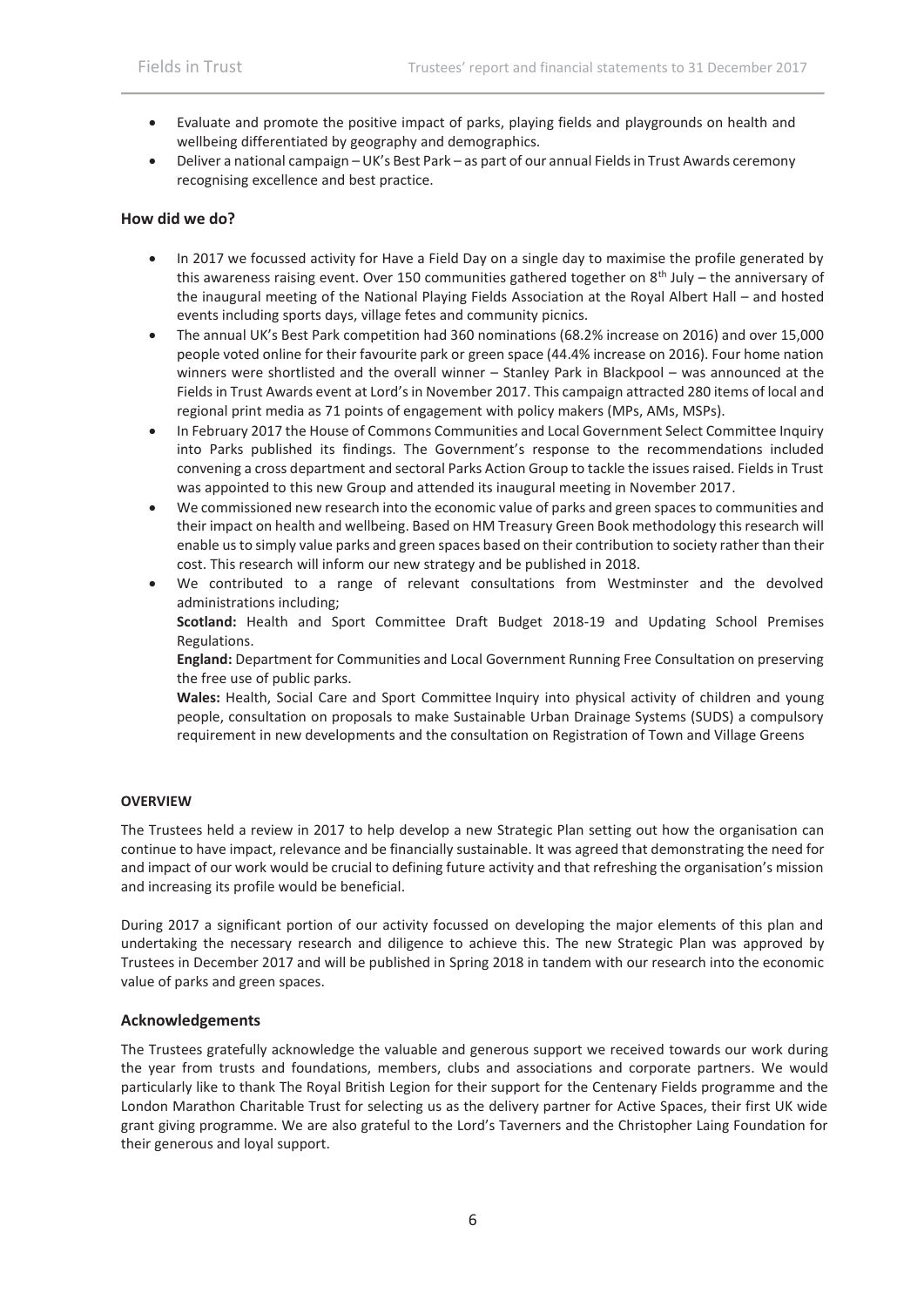- Evaluate and promote the positive impact of parks, playing fields and playgrounds on health and wellbeing differentiated by geography and demographics.
- Deliver a national campaign – UK's Best Park – as part of our annual Fields in Trust Awards ceremony recognising excellence and best practice.

### How did we do?

- In 2017 we focussed activity for Have a Field Day on a single day to maximise the profile generated by this awareness raising event. Over 150 communities gathered together on 8th July – the anniversary of the inaugural meeting of the National Playing Fields Association at the Royal Albert Hall – and hosted events including sports days, village fetes and community picnics.
- The annual UK's Best Park competition had 360 nominations (68.2% increase on 2016) and over 15,000 people voted online for their favourite park or green space (44.4% increase on 2016). Four home nation winners were shortlisted and the overall winner – Stanley Park in Blackpool – was announced at the Fields in Trust Awards event at Lord's in November 2017. This campaign attracted 280 items of local and regional print media as 71 points of engagement with policy makers (MPs, AMs, MSPs).
- In February 2017 the House of Commons Communities and Local Government Select Committee Inquiry into Parks published its findings. The Government's response to the recommendations included convening a cross department and sectoral Parks Action Group to tackle the issues raised. Fields in Trust was appointed to this new Group and attended its inaugural meeting in November 2017.
- We commissioned new research into the economic value of parks and green spaces to communities and their impact on health and wellbeing. Based on HM Treasury Green Book methodology this research will enable us to simply value parks and green spaces based on their contribution to society rather than their cost. This research will inform our new strategy and be published in 2018.
- We contributed to a range of relevant consultations from Westminster and the devolved administrations including;

  **Scotland:** Health and Sport Committee Draft Budget 2018-19 and Updating School Premises Regulations.

  **England:** Department for Communities and Local Government Running Free Consultation on preserving the free use of public parks.

  **Wales:** Health, Social Care and Sport Committee Inquiry into physical activity of children and young people, consultation on proposals to make Sustainable Urban Drainage Systems (SUDS) a compulsory requirement in new developments and the consultation on Registration of Town and Village Greens

#### OVERVIEW

The Trustees held a review in 2017 to help develop a new Strategic Plan setting out how the organisation can continue to have impact, relevance and be financially sustainable. It was agreed that demonstrating the need for and impact of our work would be crucial to defining future activity and that refreshing the organisation's mission and increasing its profile would be beneficial.

During 2017 a significant portion of our activity focussed on developing the major elements of this plan and undertaking the necessary research and diligence to achieve this. The new Strategic Plan was approved by Trustees in December 2017 and will be published in Spring 2018 in tandem with our research into the economic value of parks and green spaces.

### Acknowledgements

The Trustees gratefully acknowledge the valuable and generous support we received towards our work during the year from trusts and foundations, members, clubs and associations and corporate partners. We would particularly like to thank The Royal British Legion for their support for the Centenary Fields programme and the London Marathon Charitable Trust for selecting us as the delivery partner for Active Spaces, their first UK wide grant giving programme. We are also grateful to the Lord's Taverners and the Christopher Laing Foundation for their generous and loyal support.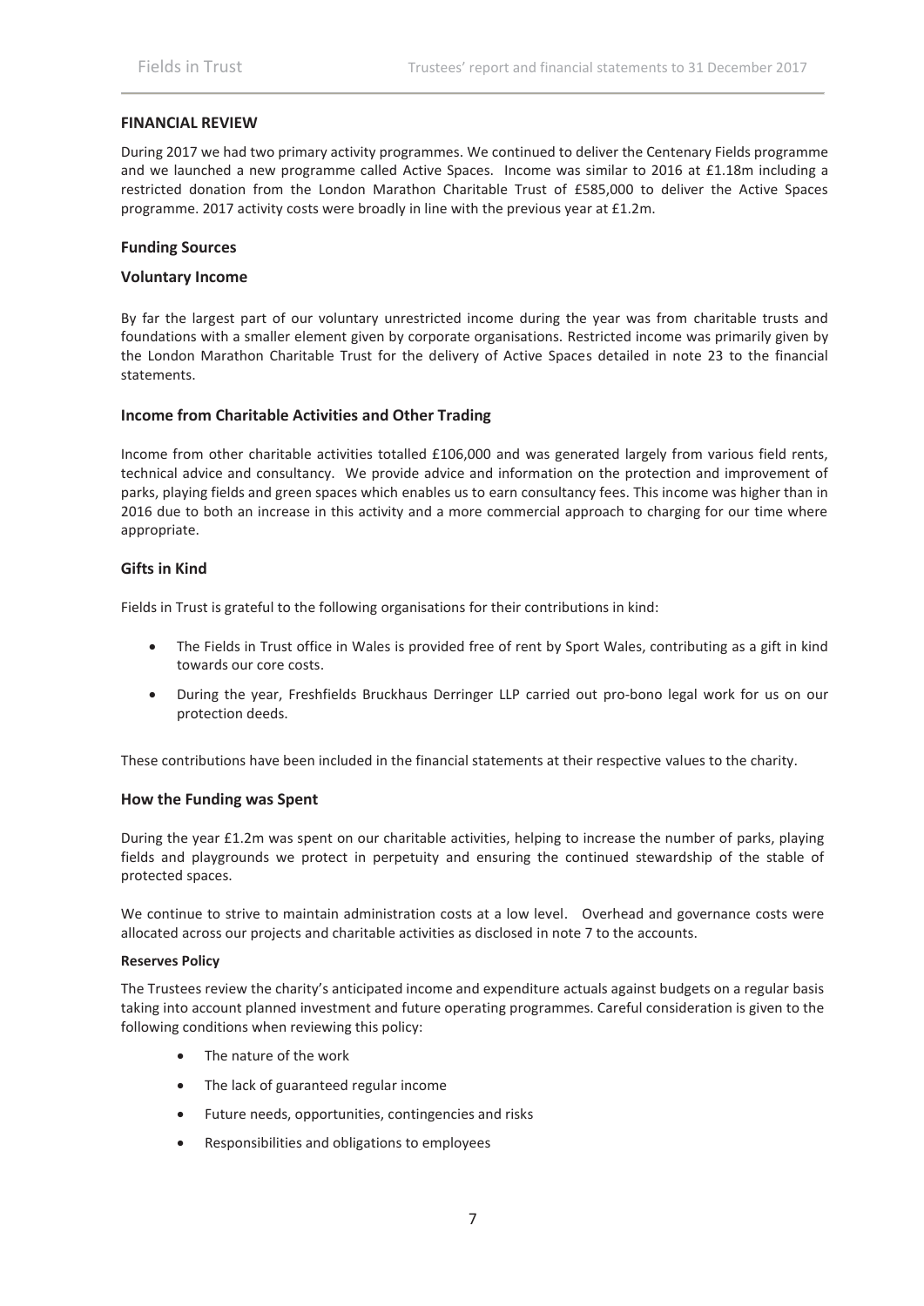## FINANCIAL REVIEW

During 2017 we had two primary activity programmes. We continued to deliver the Centenary Fields programme and we launched a new programme called Active Spaces. Income was similar to 2016 at £1.18m including a restricted donation from the London Marathon Charitable Trust of £585,000 to deliver the Active Spaces programme. 2017 activity costs were broadly in line with the previous year at £1.2m.

### Funding Sources

### Voluntary Income

By far the largest part of our voluntary unrestricted income during the year was from charitable trusts and foundations with a smaller element given by corporate organisations. Restricted income was primarily given by the London Marathon Charitable Trust for the delivery of Active Spaces detailed in note 23 to the financial statements.

### Income from Charitable Activities and Other Trading

Income from other charitable activities totalled £106,000 and was generated largely from various field rents, technical advice and consultancy. We provide advice and information on the protection and improvement of parks, playing fields and green spaces which enables us to earn consultancy fees. This income was higher than in 2016 due to both an increase in this activity and a more commercial approach to charging for our time where appropriate.

### Gifts in Kind

Fields in Trust is grateful to the following organisations for their contributions in kind:

- The Fields in Trust office in Wales is provided free of rent by Sport Wales, contributing as a gift in kind towards our core costs.
- During the year, Freshfields Bruckhaus Derringer LLP carried out pro-bono legal work for us on our protection deeds.

These contributions have been included in the financial statements at their respective values to the charity.

### How the Funding was Spent

During the year £1.2m was spent on our charitable activities, helping to increase the number of parks, playing fields and playgrounds we protect in perpetuity and ensuring the continued stewardship of the stable of protected spaces.

We continue to strive to maintain administration costs at a low level. Overhead and governance costs were allocated across our projects and charitable activities as disclosed in note 7 to the accounts.

#### Reserves Policy

The Trustees review the charity's anticipated income and expenditure actuals against budgets on a regular basis taking into account planned investment and future operating programmes. Careful consideration is given to the following conditions when reviewing this policy:

- The nature of the work
- The lack of guaranteed regular income
- Future needs, opportunities, contingencies and risks
- Responsibilities and obligations to employees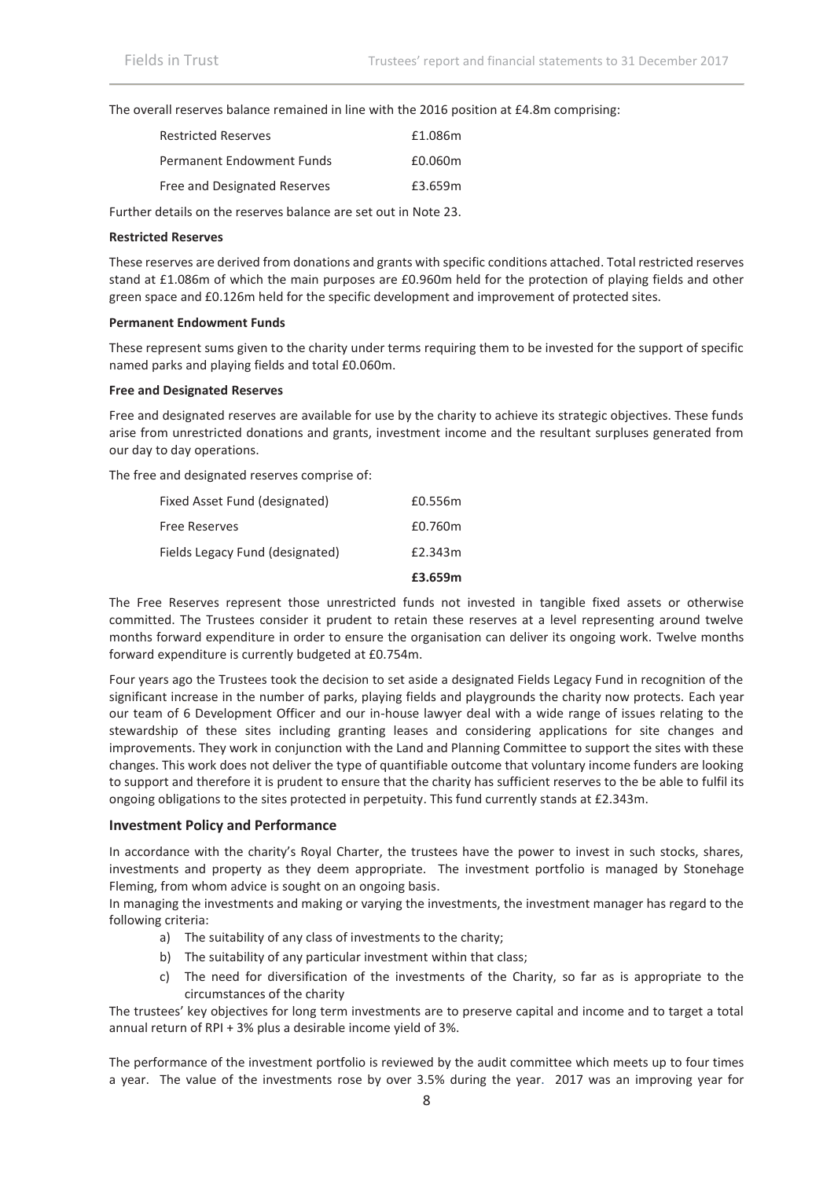The overall reserves balance remained in line with the 2016 position at £4.8m comprising:

| | |
|---|---|
| Restricted Reserves | £1.086m |
| Permanent Endowment Funds | £0.060m |
| Free and Designated Reserves | £3.659m |

Further details on the reserves balance are set out in Note 23.

**Restricted Reserves**

These reserves are derived from donations and grants with specific conditions attached. Total restricted reserves stand at £1.086m of which the main purposes are £0.960m held for the protection of playing fields and other green space and £0.126m held for the specific development and improvement of protected sites.

**Permanent Endowment Funds**

These represent sums given to the charity under terms requiring them to be invested for the support of specific named parks and playing fields and total £0.060m.

**Free and Designated Reserves**

Free and designated reserves are available for use by the charity to achieve its strategic objectives. These funds arise from unrestricted donations and grants, investment income and the resultant surpluses generated from our day to day operations.

The free and designated reserves comprise of:

| | |
|---|---|
| Fixed Asset Fund (designated) | £0.556m |
| Free Reserves | £0.760m |
| Fields Legacy Fund (designated) | £2.343m |
| | **£3.659m** |

The Free Reserves represent those unrestricted funds not invested in tangible fixed assets or otherwise committed. The Trustees consider it prudent to retain these reserves at a level representing around twelve months forward expenditure in order to ensure the organisation can deliver its ongoing work. Twelve months forward expenditure is currently budgeted at £0.754m.

Four years ago the Trustees took the decision to set aside a designated Fields Legacy Fund in recognition of the significant increase in the number of parks, playing fields and playgrounds the charity now protects. Each year our team of 6 Development Officer and our in-house lawyer deal with a wide range of issues relating to the stewardship of these sites including granting leases and considering applications for site changes and improvements. They work in conjunction with the Land and Planning Committee to support the sites with these changes. This work does not deliver the type of quantifiable outcome that voluntary income funders are looking to support and therefore it is prudent to ensure that the charity has sufficient reserves to the be able to fulfil its ongoing obligations to the sites protected in perpetuity. This fund currently stands at £2.343m.

### Investment Policy and Performance

In accordance with the charity's Royal Charter, the trustees have the power to invest in such stocks, shares, investments and property as they deem appropriate. The investment portfolio is managed by Stonehage Fleming, from whom advice is sought on an ongoing basis.

In managing the investments and making or varying the investments, the investment manager has regard to the following criteria:

a) The suitability of any class of investments to the charity;
b) The suitability of any particular investment within that class;
c) The need for diversification of the investments of the Charity, so far as is appropriate to the circumstances of the charity

The trustees' key objectives for long term investments are to preserve capital and income and to target a total annual return of RPI + 3% plus a desirable income yield of 3%.

The performance of the investment portfolio is reviewed by the audit committee which meets up to four times a year. The value of the investments rose by over 3.5% during the year. 2017 was an improving year for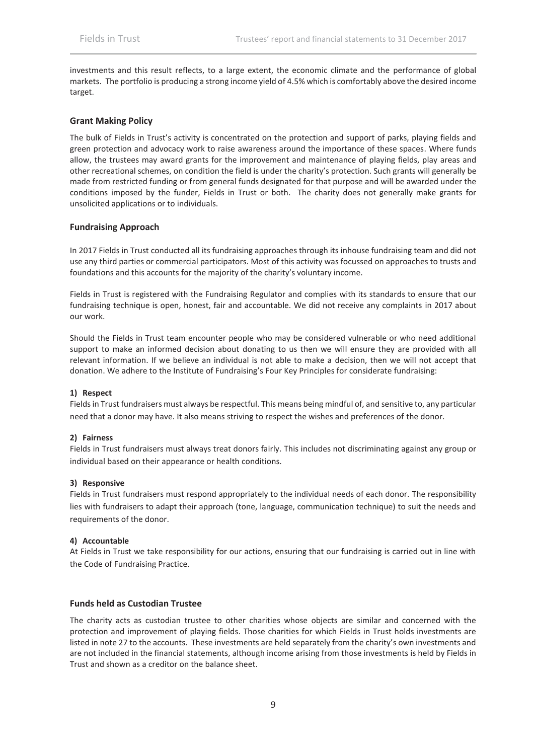investments and this result reflects, to a large extent, the economic climate and the performance of global markets. The portfolio is producing a strong income yield of 4.5% which is comfortably above the desired income target.

### Grant Making Policy

The bulk of Fields in Trust's activity is concentrated on the protection and support of parks, playing fields and green protection and advocacy work to raise awareness around the importance of these spaces. Where funds allow, the trustees may award grants for the improvement and maintenance of playing fields, play areas and other recreational schemes, on condition the field is under the charity's protection. Such grants will generally be made from restricted funding or from general funds designated for that purpose and will be awarded under the conditions imposed by the funder, Fields in Trust or both. The charity does not generally make grants for unsolicited applications or to individuals.

### Fundraising Approach

In 2017 Fields in Trust conducted all its fundraising approaches through its inhouse fundraising team and did not use any third parties or commercial participators. Most of this activity was focussed on approaches to trusts and foundations and this accounts for the majority of the charity's voluntary income.

Fields in Trust is registered with the Fundraising Regulator and complies with its standards to ensure that our fundraising technique is open, honest, fair and accountable. We did not receive any complaints in 2017 about our work.

Should the Fields in Trust team encounter people who may be considered vulnerable or who need additional support to make an informed decision about donating to us then we will ensure they are provided with all relevant information. If we believe an individual is not able to make a decision, then we will not accept that donation. We adhere to the Institute of Fundraising's Four Key Principles for considerate fundraising:

**1) Respect**

Fields in Trust fundraisers must always be respectful. This means being mindful of, and sensitive to, any particular need that a donor may have. It also means striving to respect the wishes and preferences of the donor.

**2) Fairness**

Fields in Trust fundraisers must always treat donors fairly. This includes not discriminating against any group or individual based on their appearance or health conditions.

**3) Responsive**

Fields in Trust fundraisers must respond appropriately to the individual needs of each donor. The responsibility lies with fundraisers to adapt their approach (tone, language, communication technique) to suit the needs and requirements of the donor.

**4) Accountable**

At Fields in Trust we take responsibility for our actions, ensuring that our fundraising is carried out in line with the Code of Fundraising Practice.

### Funds held as Custodian Trustee

The charity acts as custodian trustee to other charities whose objects are similar and concerned with the protection and improvement of playing fields. Those charities for which Fields in Trust holds investments are listed in note 27 to the accounts. These investments are held separately from the charity's own investments and are not included in the financial statements, although income arising from those investments is held by Fields in Trust and shown as a creditor on the balance sheet.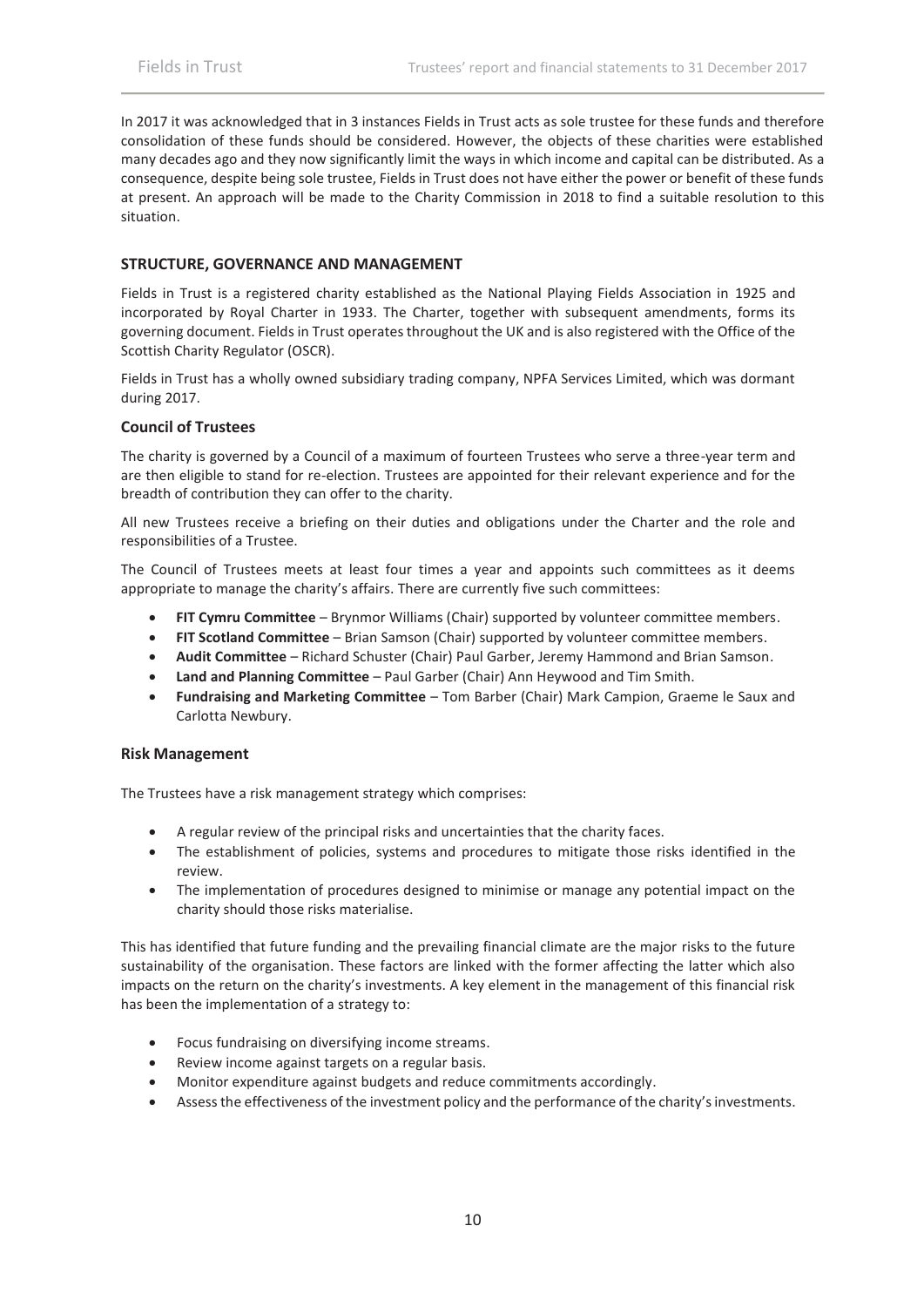In 2017 it was acknowledged that in 3 instances Fields in Trust acts as sole trustee for these funds and therefore consolidation of these funds should be considered. However, the objects of these charities were established many decades ago and they now significantly limit the ways in which income and capital can be distributed. As a consequence, despite being sole trustee, Fields in Trust does not have either the power or benefit of these funds at present. An approach will be made to the Charity Commission in 2018 to find a suitable resolution to this situation.

## STRUCTURE, GOVERNANCE AND MANAGEMENT

Fields in Trust is a registered charity established as the National Playing Fields Association in 1925 and incorporated by Royal Charter in 1933. The Charter, together with subsequent amendments, forms its governing document. Fields in Trust operates throughout the UK and is also registered with the Office of the Scottish Charity Regulator (OSCR).

Fields in Trust has a wholly owned subsidiary trading company, NPFA Services Limited, which was dormant during 2017.

### Council of Trustees

The charity is governed by a Council of a maximum of fourteen Trustees who serve a three-year term and are then eligible to stand for re-election. Trustees are appointed for their relevant experience and for the breadth of contribution they can offer to the charity.

All new Trustees receive a briefing on their duties and obligations under the Charter and the role and responsibilities of a Trustee.

The Council of Trustees meets at least four times a year and appoints such committees as it deems appropriate to manage the charity's affairs. There are currently five such committees:

- **FIT Cymru Committee** – Brynmor Williams (Chair) supported by volunteer committee members.
- **FIT Scotland Committee** – Brian Samson (Chair) supported by volunteer committee members.
- **Audit Committee** – Richard Schuster (Chair) Paul Garber, Jeremy Hammond and Brian Samson.
- **Land and Planning Committee** – Paul Garber (Chair) Ann Heywood and Tim Smith.
- **Fundraising and Marketing Committee** – Tom Barber (Chair) Mark Campion, Graeme le Saux and Carlotta Newbury.

### Risk Management

The Trustees have a risk management strategy which comprises:

- A regular review of the principal risks and uncertainties that the charity faces.
- The establishment of policies, systems and procedures to mitigate those risks identified in the review.
- The implementation of procedures designed to minimise or manage any potential impact on the charity should those risks materialise.

This has identified that future funding and the prevailing financial climate are the major risks to the future sustainability of the organisation. These factors are linked with the former affecting the latter which also impacts on the return on the charity's investments. A key element in the management of this financial risk has been the implementation of a strategy to:

- Focus fundraising on diversifying income streams.
- Review income against targets on a regular basis.
- Monitor expenditure against budgets and reduce commitments accordingly.
- Assess the effectiveness of the investment policy and the performance of the charity's investments.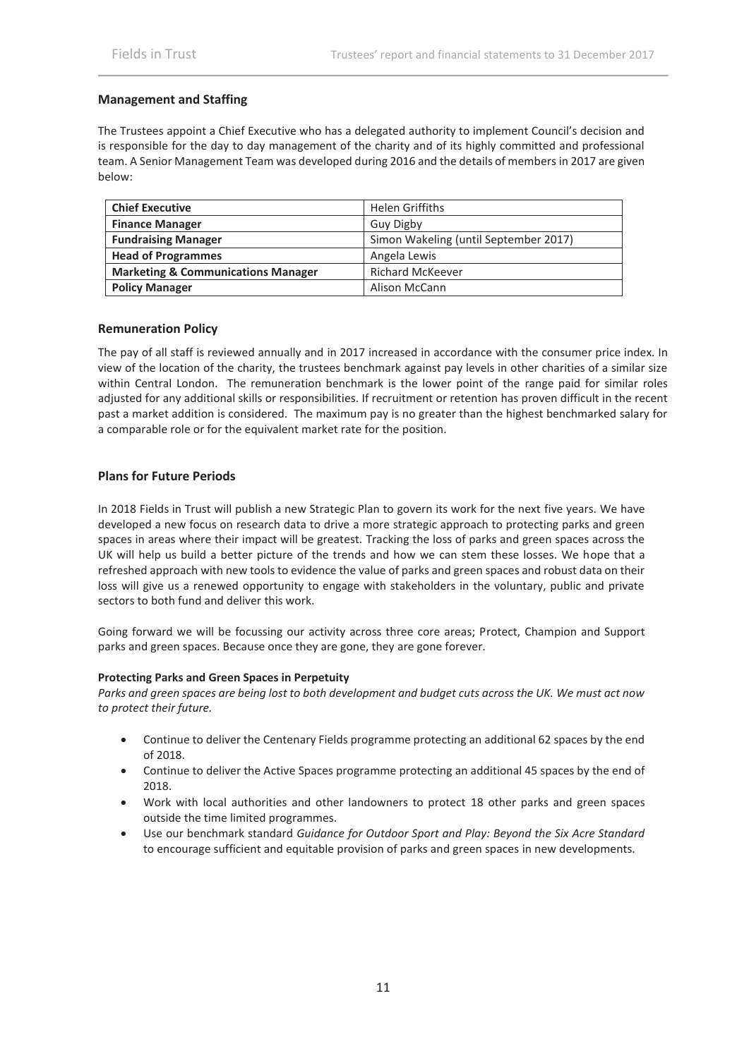## Management and Staffing

The Trustees appoint a Chief Executive who has a delegated authority to implement Council's decision and is responsible for the day to day management of the charity and of its highly committed and professional team. A Senior Management Team was developed during 2016 and the details of members in 2017 are given below:

| **Chief Executive** | Helen Griffiths |
|---|---|
| **Finance Manager** | Guy Digby |
| **Fundraising Manager** | Simon Wakeling (until September 2017) |
| **Head of Programmes** | Angela Lewis |
| **Marketing & Communications Manager** | Richard McKeever |
| **Policy Manager** | Alison McCann |

## Remuneration Policy

The pay of all staff is reviewed annually and in 2017 increased in accordance with the consumer price index. In view of the location of the charity, the trustees benchmark against pay levels in other charities of a similar size within Central London. The remuneration benchmark is the lower point of the range paid for similar roles adjusted for any additional skills or responsibilities. If recruitment or retention has proven difficult in the recent past a market addition is considered. The maximum pay is no greater than the highest benchmarked salary for a comparable role or for the equivalent market rate for the position.

## Plans for Future Periods

In 2018 Fields in Trust will publish a new Strategic Plan to govern its work for the next five years. We have developed a new focus on research data to drive a more strategic approach to protecting parks and green spaces in areas where their impact will be greatest. Tracking the loss of parks and green spaces across the UK will help us build a better picture of the trends and how we can stem these losses. We hope that a refreshed approach with new tools to evidence the value of parks and green spaces and robust data on their loss will give us a renewed opportunity to engage with stakeholders in the voluntary, public and private sectors to both fund and deliver this work.

Going forward we will be focussing our activity across three core areas; Protect, Champion and Support parks and green spaces. Because once they are gone, they are gone forever.

**Protecting Parks and Green Spaces in Perpetuity**

*Parks and green spaces are being lost to both development and budget cuts across the UK. We must act now to protect their future.*

- Continue to deliver the Centenary Fields programme protecting an additional 62 spaces by the end of 2018.
- Continue to deliver the Active Spaces programme protecting an additional 45 spaces by the end of 2018.
- Work with local authorities and other landowners to protect 18 other parks and green spaces outside the time limited programmes.
- Use our benchmark standard *Guidance for Outdoor Sport and Play: Beyond the Six Acre Standard* to encourage sufficient and equitable provision of parks and green spaces in new developments.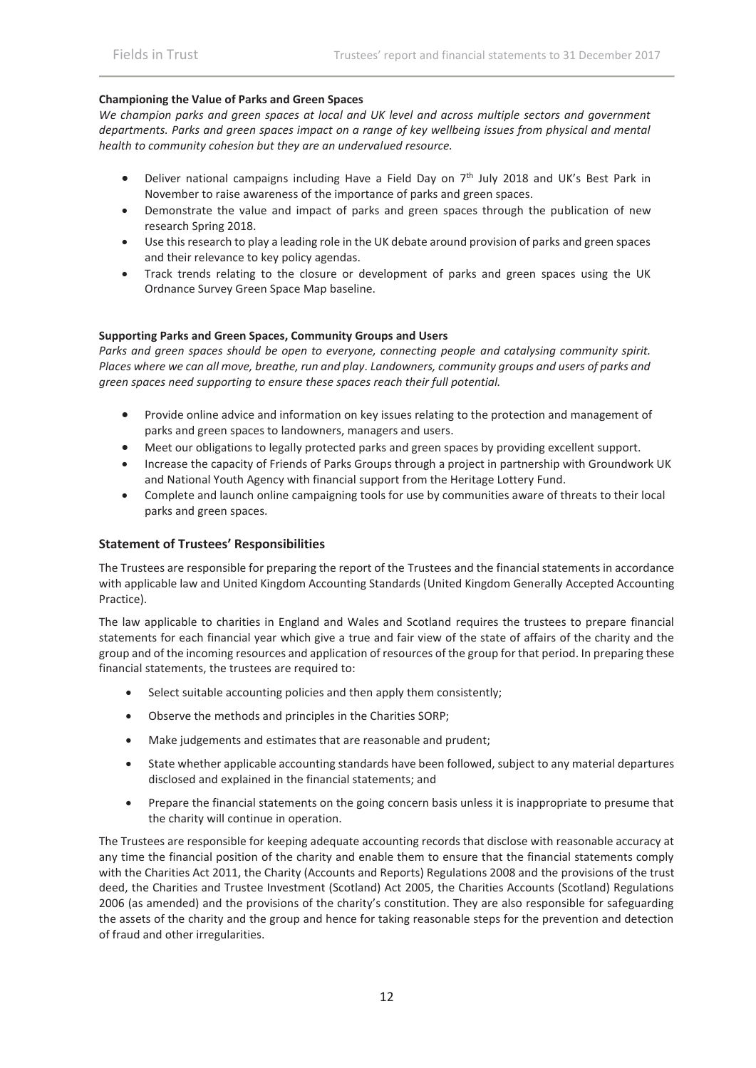#### **Championing the Value of Parks and Green Spaces**

*We champion parks and green spaces at local and UK level and across multiple sectors and government departments. Parks and green spaces impact on a range of key wellbeing issues from physical and mental health to community cohesion but they are an undervalued resource.*

- Deliver national campaigns including Have a Field Day on 7th July 2018 and UK's Best Park in November to raise awareness of the importance of parks and green spaces.
- Demonstrate the value and impact of parks and green spaces through the publication of new research Spring 2018.
- Use this research to play a leading role in the UK debate around provision of parks and green spaces and their relevance to key policy agendas.
- Track trends relating to the closure or development of parks and green spaces using the UK Ordnance Survey Green Space Map baseline.

#### **Supporting Parks and Green Spaces, Community Groups and Users**

*Parks and green spaces should be open to everyone, connecting people and catalysing community spirit. Places where we can all move, breathe, run and play. Landowners, community groups and users of parks and green spaces need supporting to ensure these spaces reach their full potential.*

- Provide online advice and information on key issues relating to the protection and management of parks and green spaces to landowners, managers and users.
- Meet our obligations to legally protected parks and green spaces by providing excellent support.
- Increase the capacity of Friends of Parks Groups through a project in partnership with Groundwork UK and National Youth Agency with financial support from the Heritage Lottery Fund.
- Complete and launch online campaigning tools for use by communities aware of threats to their local parks and green spaces.

### Statement of Trustees' Responsibilities

The Trustees are responsible for preparing the report of the Trustees and the financial statements in accordance with applicable law and United Kingdom Accounting Standards (United Kingdom Generally Accepted Accounting Practice).

The law applicable to charities in England and Wales and Scotland requires the trustees to prepare financial statements for each financial year which give a true and fair view of the state of affairs of the charity and the group and of the incoming resources and application of resources of the group for that period. In preparing these financial statements, the trustees are required to:

- Select suitable accounting policies and then apply them consistently;
- Observe the methods and principles in the Charities SORP;
- Make judgements and estimates that are reasonable and prudent;
- State whether applicable accounting standards have been followed, subject to any material departures disclosed and explained in the financial statements; and
- Prepare the financial statements on the going concern basis unless it is inappropriate to presume that the charity will continue in operation.

The Trustees are responsible for keeping adequate accounting records that disclose with reasonable accuracy at any time the financial position of the charity and enable them to ensure that the financial statements comply with the Charities Act 2011, the Charity (Accounts and Reports) Regulations 2008 and the provisions of the trust deed, the Charities and Trustee Investment (Scotland) Act 2005, the Charities Accounts (Scotland) Regulations 2006 (as amended) and the provisions of the charity's constitution. They are also responsible for safeguarding the assets of the charity and the group and hence for taking reasonable steps for the prevention and detection of fraud and other irregularities.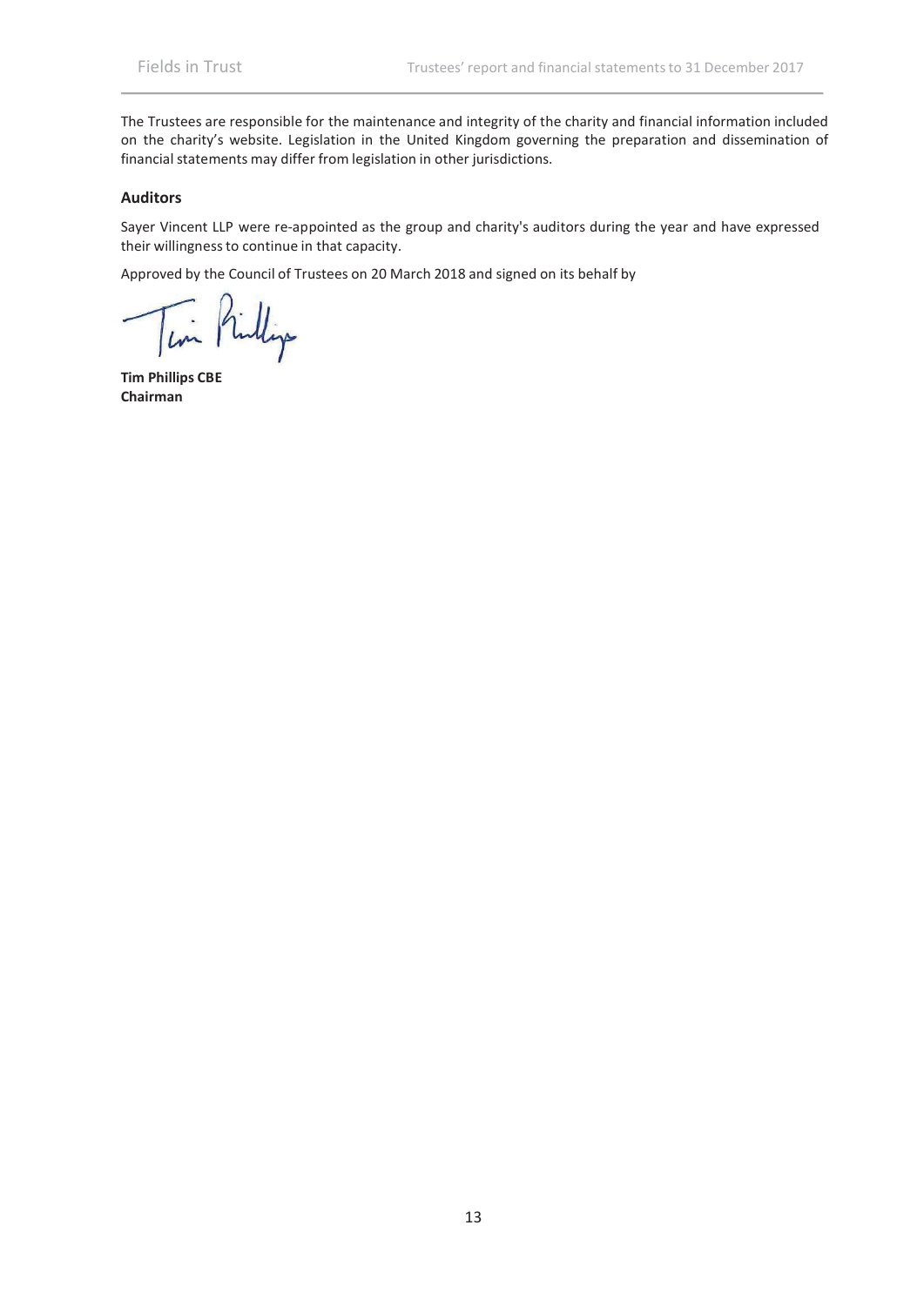The Trustees are responsible for the maintenance and integrity of the charity and financial information included on the charity's website. Legislation in the United Kingdom governing the preparation and dissemination of financial statements may differ from legislation in other jurisdictions.

## Auditors

Sayer Vincent LLP were re-appointed as the group and charity's auditors during the year and have expressed their willingness to continue in that capacity.

Approved by the Council of Trustees on 20 March 2018 and signed on its behalf by

**Tim Phillips CBE**
**Chairman**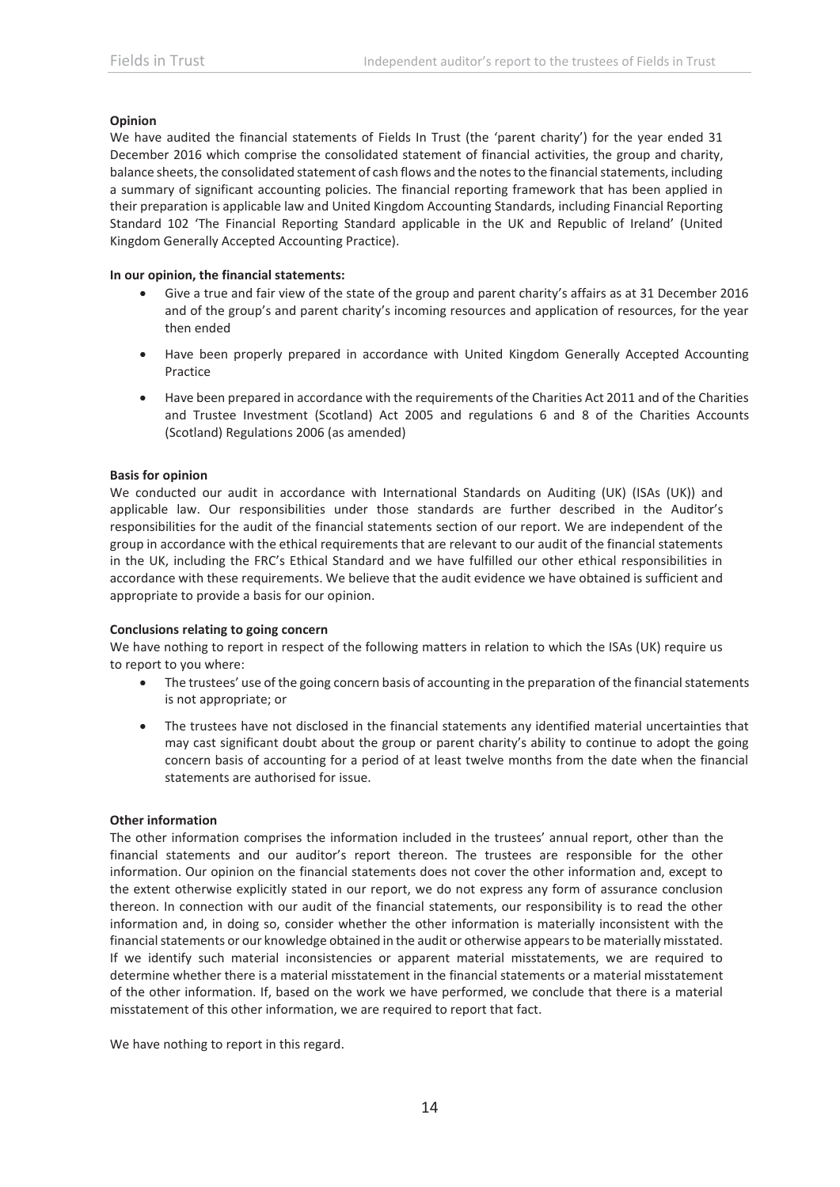**Opinion**

We have audited the financial statements of Fields In Trust (the 'parent charity') for the year ended 31 December 2016 which comprise the consolidated statement of financial activities, the group and charity, balance sheets, the consolidated statement of cash flows and the notes to the financial statements, including a summary of significant accounting policies. The financial reporting framework that has been applied in their preparation is applicable law and United Kingdom Accounting Standards, including Financial Reporting Standard 102 'The Financial Reporting Standard applicable in the UK and Republic of Ireland' (United Kingdom Generally Accepted Accounting Practice).

**In our opinion, the financial statements:**

- Give a true and fair view of the state of the group and parent charity's affairs as at 31 December 2016 and of the group's and parent charity's incoming resources and application of resources, for the year then ended
- Have been properly prepared in accordance with United Kingdom Generally Accepted Accounting Practice
- Have been prepared in accordance with the requirements of the Charities Act 2011 and of the Charities and Trustee Investment (Scotland) Act 2005 and regulations 6 and 8 of the Charities Accounts (Scotland) Regulations 2006 (as amended)

**Basis for opinion**

We conducted our audit in accordance with International Standards on Auditing (UK) (ISAs (UK)) and applicable law. Our responsibilities under those standards are further described in the Auditor's responsibilities for the audit of the financial statements section of our report. We are independent of the group in accordance with the ethical requirements that are relevant to our audit of the financial statements in the UK, including the FRC's Ethical Standard and we have fulfilled our other ethical responsibilities in accordance with these requirements. We believe that the audit evidence we have obtained is sufficient and appropriate to provide a basis for our opinion.

**Conclusions relating to going concern**

We have nothing to report in respect of the following matters in relation to which the ISAs (UK) require us to report to you where:

- The trustees' use of the going concern basis of accounting in the preparation of the financial statements is not appropriate; or
- The trustees have not disclosed in the financial statements any identified material uncertainties that may cast significant doubt about the group or parent charity's ability to continue to adopt the going concern basis of accounting for a period of at least twelve months from the date when the financial statements are authorised for issue.

**Other information**

The other information comprises the information included in the trustees' annual report, other than the financial statements and our auditor's report thereon. The trustees are responsible for the other information. Our opinion on the financial statements does not cover the other information and, except to the extent otherwise explicitly stated in our report, we do not express any form of assurance conclusion thereon. In connection with our audit of the financial statements, our responsibility is to read the other information and, in doing so, consider whether the other information is materially inconsistent with the financial statements or our knowledge obtained in the audit or otherwise appears to be materially misstated. If we identify such material inconsistencies or apparent material misstatements, we are required to determine whether there is a material misstatement in the financial statements or a material misstatement of the other information. If, based on the work we have performed, we conclude that there is a material misstatement of this other information, we are required to report that fact.

We have nothing to report in this regard.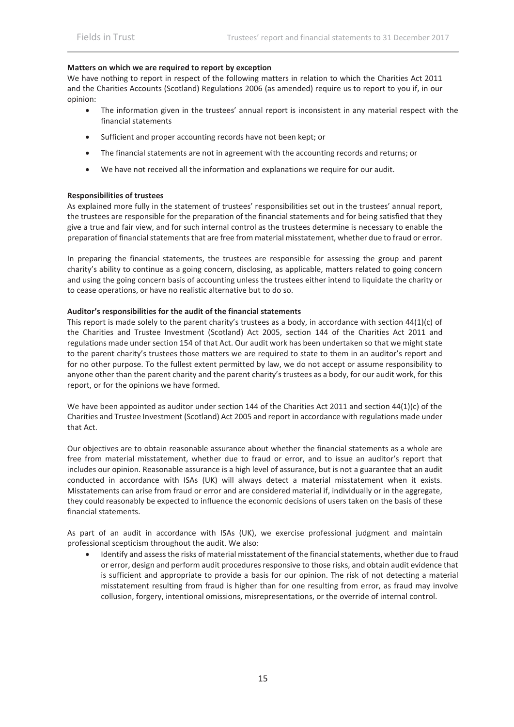**Matters on which we are required to report by exception**

We have nothing to report in respect of the following matters in relation to which the Charities Act 2011 and the Charities Accounts (Scotland) Regulations 2006 (as amended) require us to report to you if, in our opinion:

- The information given in the trustees' annual report is inconsistent in any material respect with the financial statements
- Sufficient and proper accounting records have not been kept; or
- The financial statements are not in agreement with the accounting records and returns; or
- We have not received all the information and explanations we require for our audit.

**Responsibilities of trustees**

As explained more fully in the statement of trustees' responsibilities set out in the trustees' annual report, the trustees are responsible for the preparation of the financial statements and for being satisfied that they give a true and fair view, and for such internal control as the trustees determine is necessary to enable the preparation of financial statements that are free from material misstatement, whether due to fraud or error.

In preparing the financial statements, the trustees are responsible for assessing the group and parent charity's ability to continue as a going concern, disclosing, as applicable, matters related to going concern and using the going concern basis of accounting unless the trustees either intend to liquidate the charity or to cease operations, or have no realistic alternative but to do so.

**Auditor's responsibilities for the audit of the financial statements**

This report is made solely to the parent charity's trustees as a body, in accordance with section 44(1)(c) of the Charities and Trustee Investment (Scotland) Act 2005, section 144 of the Charities Act 2011 and regulations made under section 154 of that Act. Our audit work has been undertaken so that we might state to the parent charity's trustees those matters we are required to state to them in an auditor's report and for no other purpose. To the fullest extent permitted by law, we do not accept or assume responsibility to anyone other than the parent charity and the parent charity's trustees as a body, for our audit work, for this report, or for the opinions we have formed.

We have been appointed as auditor under section 144 of the Charities Act 2011 and section 44(1)(c) of the Charities and Trustee Investment (Scotland) Act 2005 and report in accordance with regulations made under that Act.

Our objectives are to obtain reasonable assurance about whether the financial statements as a whole are free from material misstatement, whether due to fraud or error, and to issue an auditor's report that includes our opinion. Reasonable assurance is a high level of assurance, but is not a guarantee that an audit conducted in accordance with ISAs (UK) will always detect a material misstatement when it exists. Misstatements can arise from fraud or error and are considered material if, individually or in the aggregate, they could reasonably be expected to influence the economic decisions of users taken on the basis of these financial statements.

As part of an audit in accordance with ISAs (UK), we exercise professional judgment and maintain professional scepticism throughout the audit. We also:

- Identify and assess the risks of material misstatement of the financial statements, whether due to fraud or error, design and perform audit procedures responsive to those risks, and obtain audit evidence that is sufficient and appropriate to provide a basis for our opinion. The risk of not detecting a material misstatement resulting from fraud is higher than for one resulting from error, as fraud may involve collusion, forgery, intentional omissions, misrepresentations, or the override of internal control.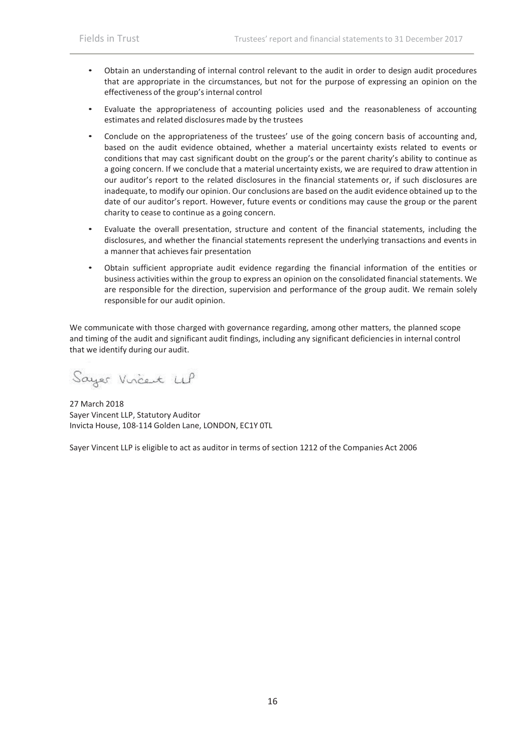- Obtain an understanding of internal control relevant to the audit in order to design audit procedures that are appropriate in the circumstances, but not for the purpose of expressing an opinion on the effectiveness of the group's internal control
- Evaluate the appropriateness of accounting policies used and the reasonableness of accounting estimates and related disclosures made by the trustees
- Conclude on the appropriateness of the trustees' use of the going concern basis of accounting and, based on the audit evidence obtained, whether a material uncertainty exists related to events or conditions that may cast significant doubt on the group's or the parent charity's ability to continue as a going concern. If we conclude that a material uncertainty exists, we are required to draw attention in our auditor's report to the related disclosures in the financial statements or, if such disclosures are inadequate, to modify our opinion. Our conclusions are based on the audit evidence obtained up to the date of our auditor's report. However, future events or conditions may cause the group or the parent charity to cease to continue as a going concern.
- Evaluate the overall presentation, structure and content of the financial statements, including the disclosures, and whether the financial statements represent the underlying transactions and events in a manner that achieves fair presentation
- Obtain sufficient appropriate audit evidence regarding the financial information of the entities or business activities within the group to express an opinion on the consolidated financial statements. We are responsible for the direction, supervision and performance of the group audit. We remain solely responsible for our audit opinion.

We communicate with those charged with governance regarding, among other matters, the planned scope and timing of the audit and significant audit findings, including any significant deficiencies in internal control that we identify during our audit.

Sayer Vincent LLP

27 March 2018
Sayer Vincent LLP, Statutory Auditor
Invicta House, 108-114 Golden Lane, LONDON, EC1Y 0TL

Sayer Vincent LLP is eligible to act as auditor in terms of section 1212 of the Companies Act 2006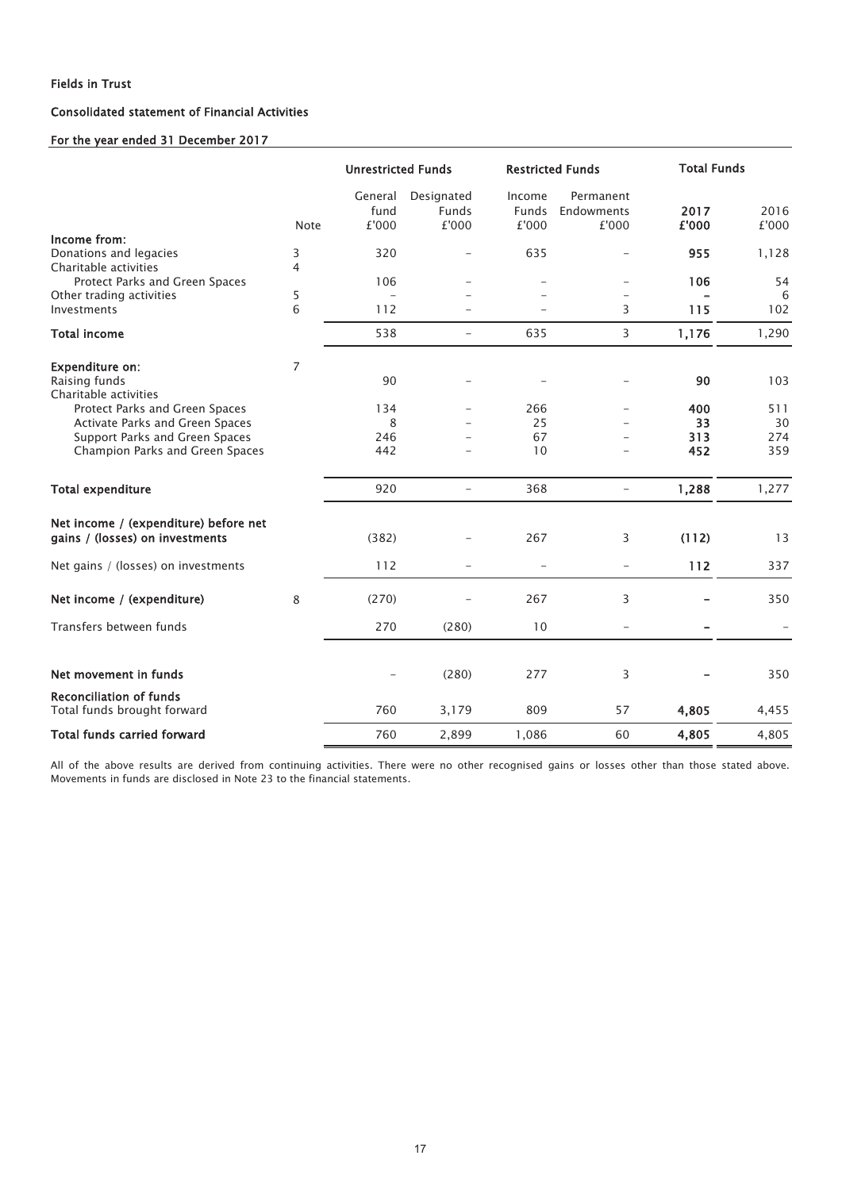**Fields in Trust**

**Consolidated statement of Financial Activities**

**For the year ended 31 December 2017**

| | | Unrestricted Funds | | Restricted Funds | | Total Funds | |
|---|---|---|---|---|---|---|---|
| | Note | General fund £'000 | Designated Funds £'000 | Income Funds £'000 | Permanent Endowments £'000 | **2017 £'000** | 2016 £'000 |
| **Income from:** | | | | | | | |
| Donations and legacies | 3 | 320 | – | 635 | – | **955** | 1,128 |
| Charitable activities | 4 | | | | | | |
| Protect Parks and Green Spaces | | 106 | – | – | – | **106** | 54 |
| Other trading activities | 5 | – | – | – | – | **–** | 6 |
| Investments | 6 | 112 | – | – | 3 | **115** | 102 |
| **Total income** | | 538 | – | 635 | 3 | **1,176** | 1,290 |
| **Expenditure on:** | 7 | | | | | | |
| Raising funds | | 90 | – | – | – | **90** | 103 |
| Charitable activities | | | | | | | |
| Protect Parks and Green Spaces | | 134 | – | 266 | – | **400** | 511 |
| Activate Parks and Green Spaces | | 8 | – | 25 | – | **33** | 30 |
| Support Parks and Green Spaces | | 246 | – | 67 | – | **313** | 274 |
| Champion Parks and Green Spaces | | 442 | – | 10 | – | **452** | 359 |
| **Total expenditure** | | 920 | – | 368 | – | **1,288** | 1,277 |
| **Net income / (expenditure) before net gains / (losses) on investments** | | (382) | – | 267 | 3 | **(112)** | 13 |
| Net gains / (losses) on investments | | 112 | – | – | – | **112** | 337 |
| **Net income / (expenditure)** | 8 | (270) | – | 267 | 3 | **–** | 350 |
| Transfers between funds | | 270 | (280) | 10 | – | **–** | – |
| **Net movement in funds** | | – | (280) | 277 | 3 | **–** | 350 |
| **Reconciliation of funds** | | | | | | | |
| Total funds brought forward | | 760 | 3,179 | 809 | 57 | **4,805** | 4,455 |
| **Total funds carried forward** | | 760 | 2,899 | 1,086 | 60 | **4,805** | 4,805 |

All of the above results are derived from continuing activities. There were no other recognised gains or losses other than those stated above. Movements in funds are disclosed in Note 23 to the financial statements.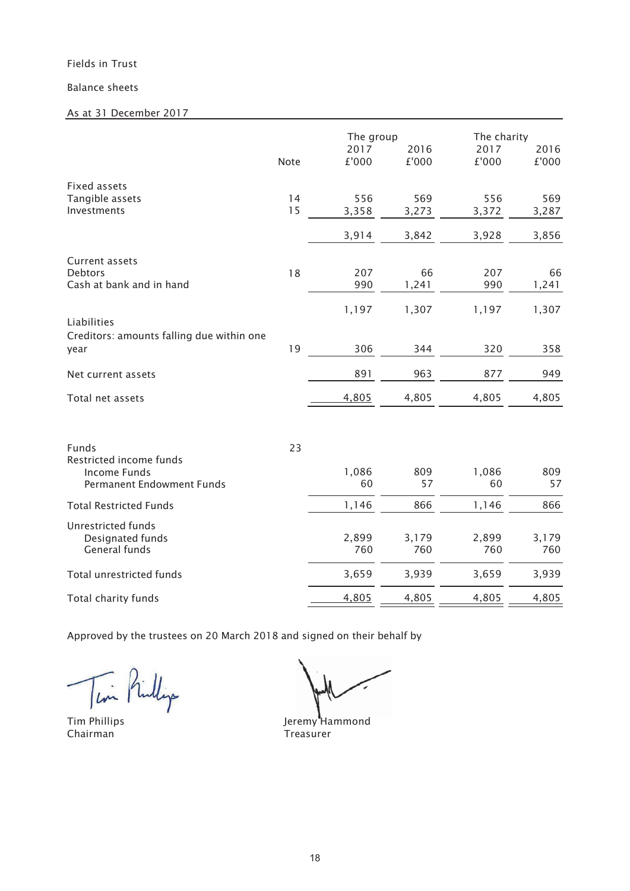Fields in Trust

Balance sheets

As at 31 December 2017

| | Note | The group 2017 £'000 | The group 2016 £'000 | The charity 2017 £'000 | The charity 2016 £'000 |
|---|---|---|---|---|---|
| **Fixed assets** | | | | | |
| Tangible assets | 14 | 556 | 569 | 556 | 569 |
| Investments | 15 | 3,358 | 3,273 | 3,372 | 3,287 |
| | | 3,914 | 3,842 | 3,928 | 3,856 |
| **Current assets** | | | | | |
| Debtors | 18 | 207 | 66 | 207 | 66 |
| Cash at bank and in hand | | 990 | 1,241 | 990 | 1,241 |
| | | 1,197 | 1,307 | 1,197 | 1,307 |
| **Liabilities** | | | | | |
| Creditors: amounts falling due within one year | 19 | 306 | 344 | 320 | 358 |
| Net current assets | | 891 | 963 | 877 | 949 |
| Total net assets | | 4,805 | 4,805 | 4,805 | 4,805 |
| | | | | | |
| **Funds** | 23 | | | | |
| Restricted income funds | | | | | |
| Income Funds | | 1,086 | 809 | 1,086 | 809 |
| Permanent Endowment Funds | | 60 | 57 | 60 | 57 |
| Total Restricted Funds | | 1,146 | 866 | 1,146 | 866 |
| Unrestricted funds | | | | | |
| Designated funds | | 2,899 | 3,179 | 2,899 | 3,179 |
| General funds | | 760 | 760 | 760 | 760 |
| Total unrestricted funds | | 3,659 | 3,939 | 3,659 | 3,939 |
| Total charity funds | | 4,805 | 4,805 | 4,805 | 4,805 |

Approved by the trustees on 20 March 2018 and signed on their behalf by

Tim Phillips
Chairman

Jeremy Hammond
Treasurer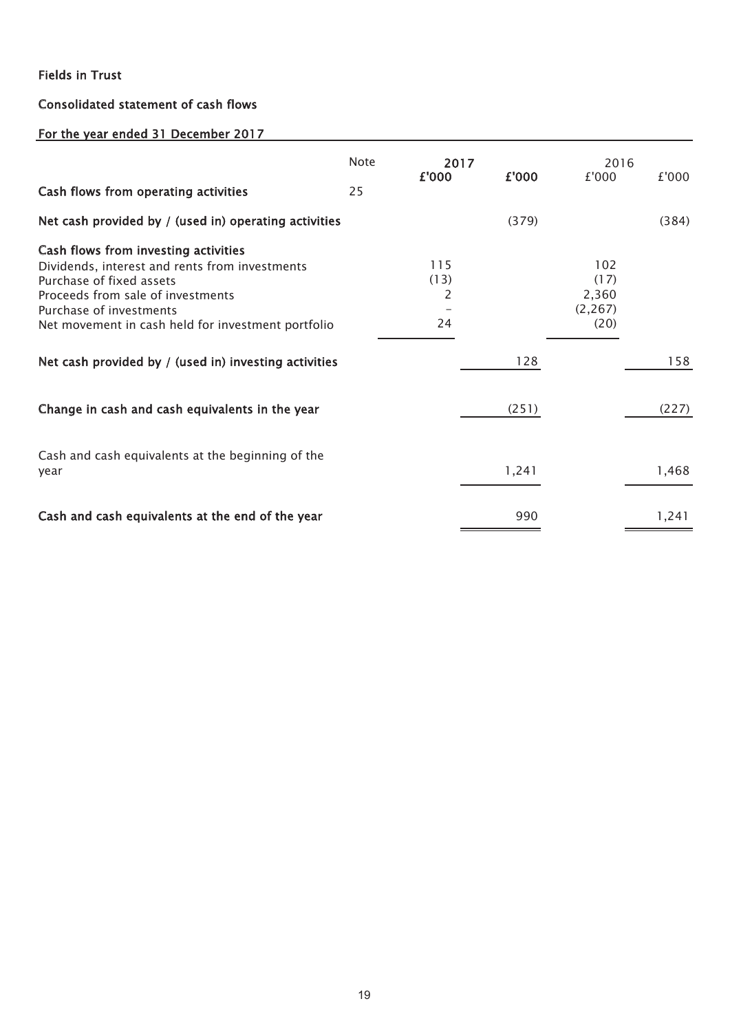Fields in Trust

Consolidated statement of cash flows

For the year ended 31 December 2017

| | Note | 2017 £'000 | 2017 £'000 | 2016 £'000 | 2016 £'000 |
|---|---|---|---|---|---|
| **Cash flows from operating activities** | 25 | | | | |
| **Net cash provided by / (used in) operating activities** | | | (379) | | (384) |
| **Cash flows from investing activities** | | | | | |
| Dividends, interest and rents from investments | | 115 | | 102 | |
| Purchase of fixed assets | | (13) | | (17) | |
| Proceeds from sale of investments | | 2 | | 2,360 | |
| Purchase of investments | | – | | (2,267) | |
| Net movement in cash held for investment portfolio | | 24 | | (20) | |
| **Net cash provided by / (used in) investing activities** | | | 128 | | 158 |
| **Change in cash and cash equivalents in the year** | | | (251) | | (227) |
| Cash and cash equivalents at the beginning of the year | | | 1,241 | | 1,468 |
| **Cash and cash equivalents at the end of the year** | | | 990 | | 1,241 |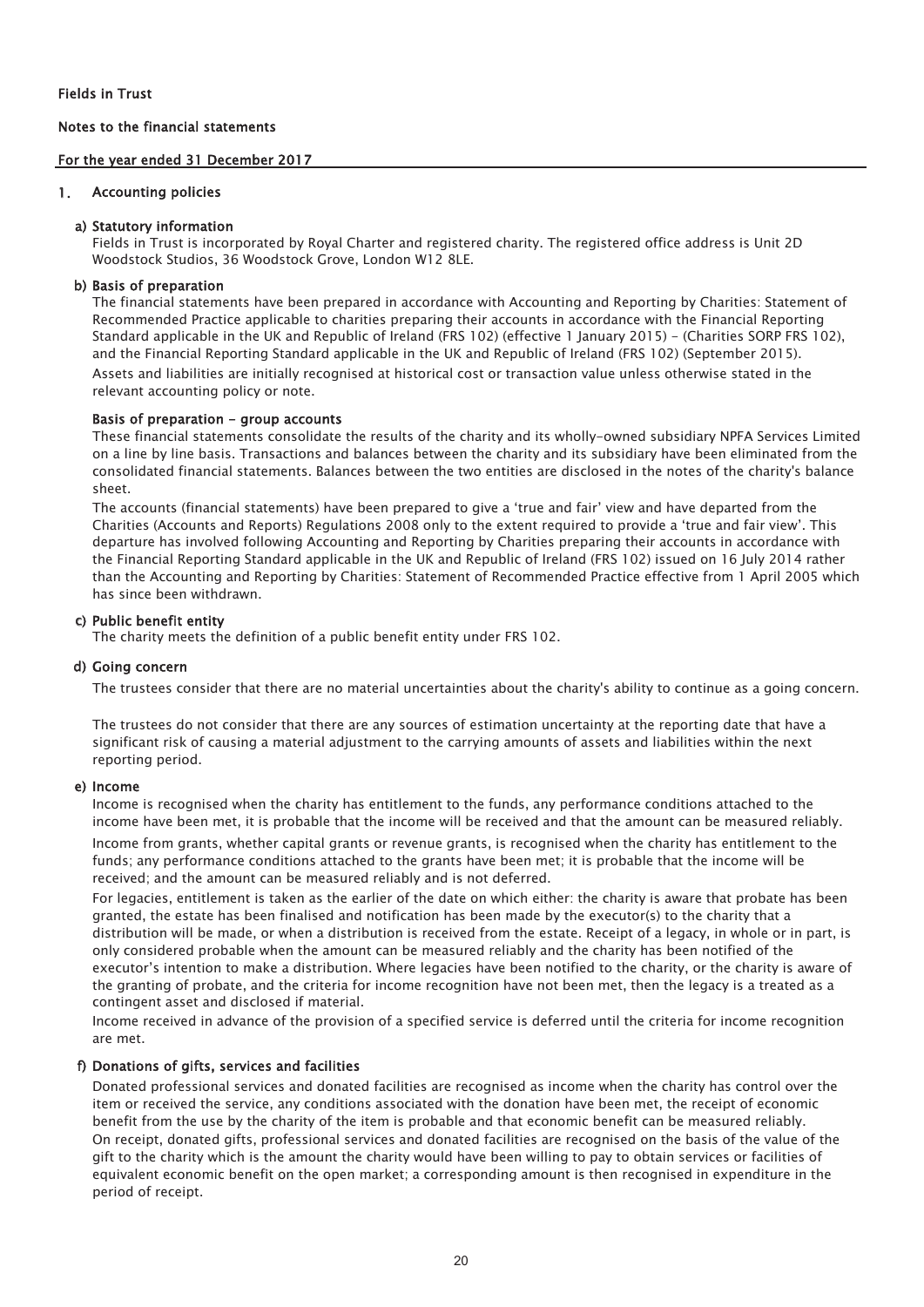Fields in Trust

Notes to the financial statements

For the year ended 31 December 2017

## 1. Accounting policies

### a) Statutory information

Fields in Trust is incorporated by Royal Charter and registered charity. The registered office address is Unit 2D Woodstock Studios, 36 Woodstock Grove, London W12 8LE.

### b) Basis of preparation

The financial statements have been prepared in accordance with Accounting and Reporting by Charities: Statement of Recommended Practice applicable to charities preparing their accounts in accordance with the Financial Reporting Standard applicable in the UK and Republic of Ireland (FRS 102) (effective 1 January 2015) - (Charities SORP FRS 102), and the Financial Reporting Standard applicable in the UK and Republic of Ireland (FRS 102) (September 2015).

Assets and liabilities are initially recognised at historical cost or transaction value unless otherwise stated in the relevant accounting policy or note.

#### Basis of preparation - group accounts

These financial statements consolidate the results of the charity and its wholly-owned subsidiary NPFA Services Limited on a line by line basis. Transactions and balances between the charity and its subsidiary have been eliminated from the consolidated financial statements. Balances between the two entities are disclosed in the notes of the charity's balance sheet.

The accounts (financial statements) have been prepared to give a 'true and fair' view and have departed from the Charities (Accounts and Reports) Regulations 2008 only to the extent required to provide a 'true and fair view'. This departure has involved following Accounting and Reporting by Charities preparing their accounts in accordance with the Financial Reporting Standard applicable in the UK and Republic of Ireland (FRS 102) issued on 16 July 2014 rather than the Accounting and Reporting by Charities: Statement of Recommended Practice effective from 1 April 2005 which has since been withdrawn.

### c) Public benefit entity

The charity meets the definition of a public benefit entity under FRS 102.

### d) Going concern

The trustees consider that there are no material uncertainties about the charity's ability to continue as a going concern.

The trustees do not consider that there are any sources of estimation uncertainty at the reporting date that have a significant risk of causing a material adjustment to the carrying amounts of assets and liabilities within the next reporting period.

### e) Income

Income is recognised when the charity has entitlement to the funds, any performance conditions attached to the income have been met, it is probable that the income will be received and that the amount can be measured reliably.

Income from grants, whether capital grants or revenue grants, is recognised when the charity has entitlement to the funds; any performance conditions attached to the grants have been met; it is probable that the income will be received; and the amount can be measured reliably and is not deferred.

For legacies, entitlement is taken as the earlier of the date on which either: the charity is aware that probate has been granted, the estate has been finalised and notification has been made by the executor(s) to the charity that a distribution will be made, or when a distribution is received from the estate. Receipt of a legacy, in whole or in part, is only considered probable when the amount can be measured reliably and the charity has been notified of the executor's intention to make a distribution. Where legacies have been notified to the charity, or the charity is aware of the granting of probate, and the criteria for income recognition have not been met, then the legacy is a treated as a contingent asset and disclosed if material.

Income received in advance of the provision of a specified service is deferred until the criteria for income recognition are met.

### f) Donations of gifts, services and facilities

Donated professional services and donated facilities are recognised as income when the charity has control over the item or received the service, any conditions associated with the donation have been met, the receipt of economic benefit from the use by the charity of the item is probable and that economic benefit can be measured reliably.

On receipt, donated gifts, professional services and donated facilities are recognised on the basis of the value of the gift to the charity which is the amount the charity would have been willing to pay to obtain services or facilities of equivalent economic benefit on the open market; a corresponding amount is then recognised in expenditure in the period of receipt.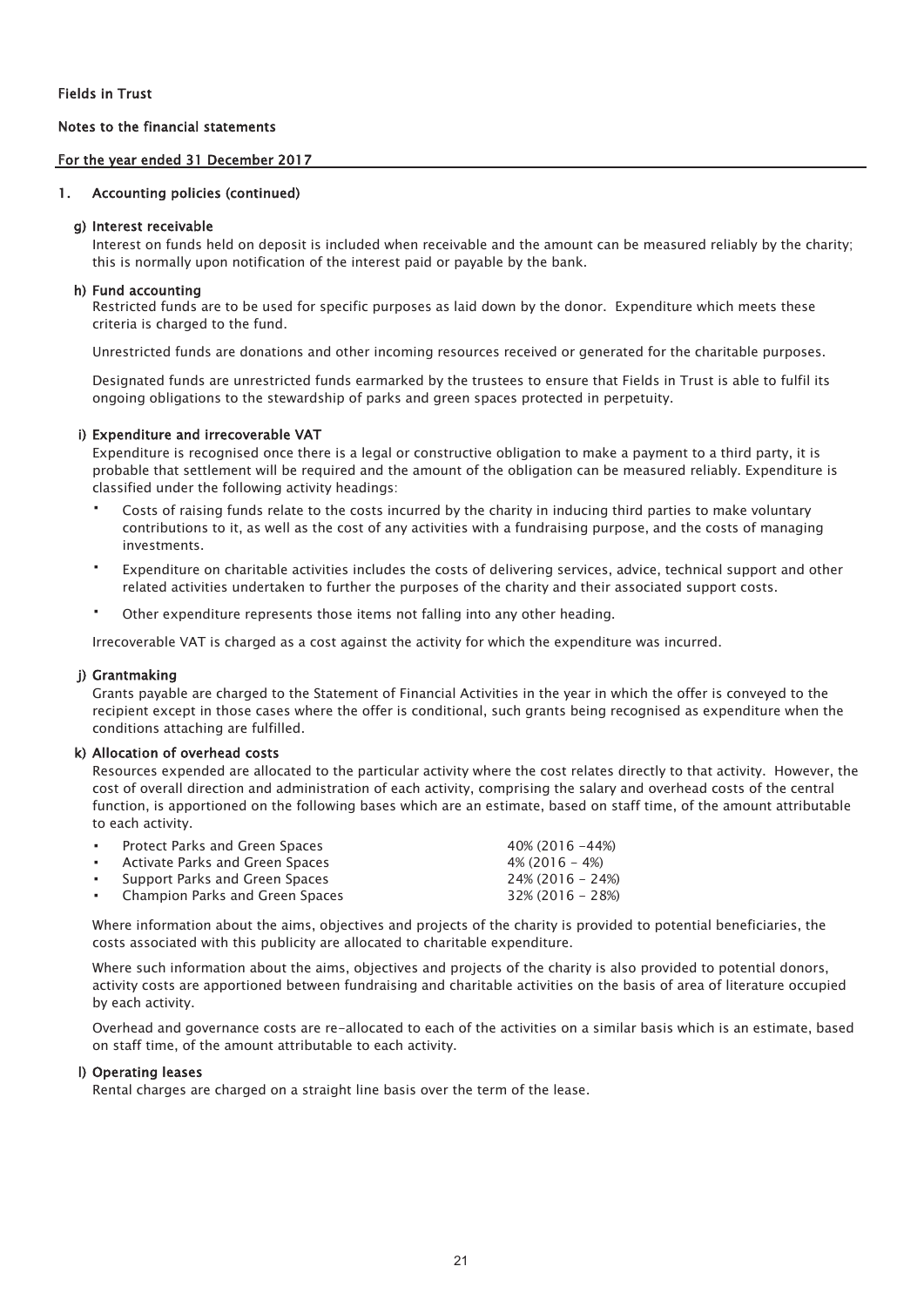Fields in Trust

Notes to the financial statements

For the year ended 31 December 2017

## 1. Accounting policies (continued)

### g) Interest receivable

Interest on funds held on deposit is included when receivable and the amount can be measured reliably by the charity; this is normally upon notification of the interest paid or payable by the bank.

### h) Fund accounting

Restricted funds are to be used for specific purposes as laid down by the donor. Expenditure which meets these criteria is charged to the fund.

Unrestricted funds are donations and other incoming resources received or generated for the charitable purposes.

Designated funds are unrestricted funds earmarked by the trustees to ensure that Fields in Trust is able to fulfil its ongoing obligations to the stewardship of parks and green spaces protected in perpetuity.

### i) Expenditure and irrecoverable VAT

Expenditure is recognised once there is a legal or constructive obligation to make a payment to a third party, it is probable that settlement will be required and the amount of the obligation can be measured reliably. Expenditure is classified under the following activity headings:

- Costs of raising funds relate to the costs incurred by the charity in inducing third parties to make voluntary contributions to it, as well as the cost of any activities with a fundraising purpose, and the costs of managing investments.
- Expenditure on charitable activities includes the costs of delivering services, advice, technical support and other related activities undertaken to further the purposes of the charity and their associated support costs.
- Other expenditure represents those items not falling into any other heading.

Irrecoverable VAT is charged as a cost against the activity for which the expenditure was incurred.

### j) Grantmaking

Grants payable are charged to the Statement of Financial Activities in the year in which the offer is conveyed to the recipient except in those cases where the offer is conditional, such grants being recognised as expenditure when the conditions attaching are fulfilled.

### k) Allocation of overhead costs

Resources expended are allocated to the particular activity where the cost relates directly to that activity. However, the cost of overall direction and administration of each activity, comprising the salary and overhead costs of the central function, is apportioned on the following bases which are an estimate, based on staff time, of the amount attributable to each activity.

| | |
|---|---|
| Protect Parks and Green Spaces | 40% (2016 -44%) |
| Activate Parks and Green Spaces | 4% (2016 - 4%) |
| Support Parks and Green Spaces | 24% (2016 - 24%) |
| Champion Parks and Green Spaces | 32% (2016 - 28%) |

Where information about the aims, objectives and projects of the charity is provided to potential beneficiaries, the costs associated with this publicity are allocated to charitable expenditure.

Where such information about the aims, objectives and projects of the charity is also provided to potential donors, activity costs are apportioned between fundraising and charitable activities on the basis of area of literature occupied by each activity.

Overhead and governance costs are re-allocated to each of the activities on a similar basis which is an estimate, based on staff time, of the amount attributable to each activity.

### l) Operating leases

Rental charges are charged on a straight line basis over the term of the lease.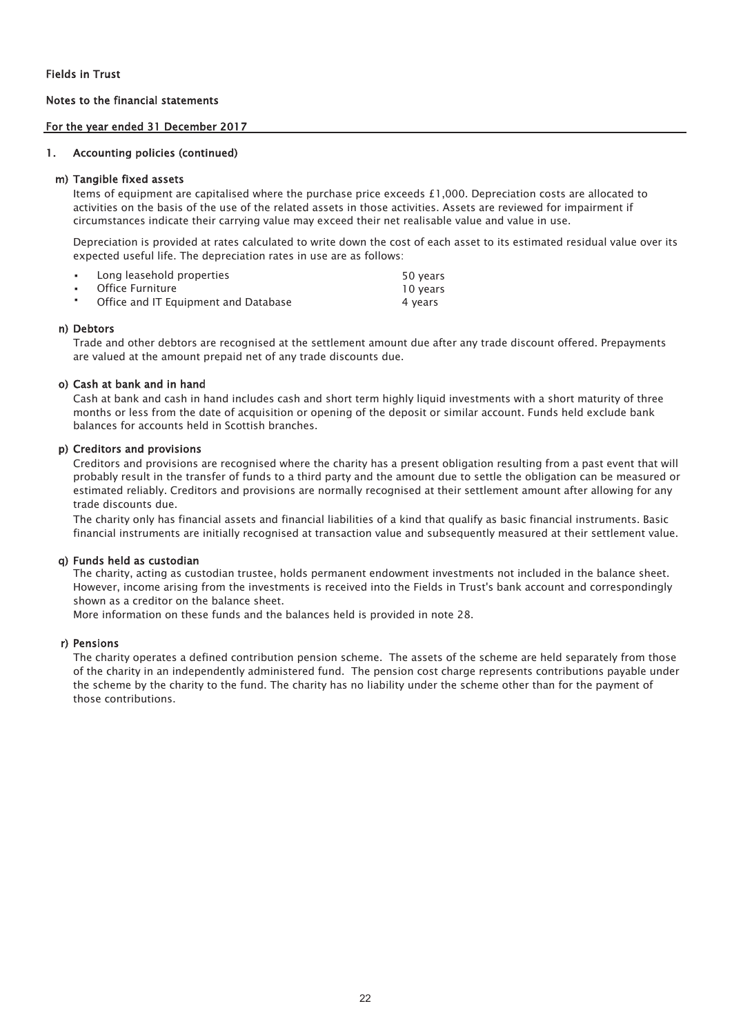Fields in Trust

Notes to the financial statements

For the year ended 31 December 2017

## 1. Accounting policies (continued)

### m) Tangible fixed assets

Items of equipment are capitalised where the purchase price exceeds £1,000. Depreciation costs are allocated to activities on the basis of the use of the related assets in those activities. Assets are reviewed for impairment if circumstances indicate their carrying value may exceed their net realisable value and value in use.

Depreciation is provided at rates calculated to write down the cost of each asset to its estimated residual value over its expected useful life. The depreciation rates in use are as follows:

| | |
|---|---|
| ▪ Long leasehold properties | 50 years |
| ▪ Office Furniture | 10 years |
| ▪ Office and IT Equipment and Database | 4 years |

### n) Debtors

Trade and other debtors are recognised at the settlement amount due after any trade discount offered. Prepayments are valued at the amount prepaid net of any trade discounts due.

### o) Cash at bank and in hand

Cash at bank and cash in hand includes cash and short term highly liquid investments with a short maturity of three months or less from the date of acquisition or opening of the deposit or similar account. Funds held exclude bank balances for accounts held in Scottish branches.

### p) Creditors and provisions

Creditors and provisions are recognised where the charity has a present obligation resulting from a past event that will probably result in the transfer of funds to a third party and the amount due to settle the obligation can be measured or estimated reliably. Creditors and provisions are normally recognised at their settlement amount after allowing for any trade discounts due.

The charity only has financial assets and financial liabilities of a kind that qualify as basic financial instruments. Basic financial instruments are initially recognised at transaction value and subsequently measured at their settlement value.

### q) Funds held as custodian

The charity, acting as custodian trustee, holds permanent endowment investments not included in the balance sheet. However, income arising from the investments is received into the Fields in Trust's bank account and correspondingly shown as a creditor on the balance sheet.

More information on these funds and the balances held is provided in note 28.

### r) Pensions

The charity operates a defined contribution pension scheme. The assets of the scheme are held separately from those of the charity in an independently administered fund. The pension cost charge represents contributions payable under the scheme by the charity to the fund. The charity has no liability under the scheme other than for the payment of those contributions.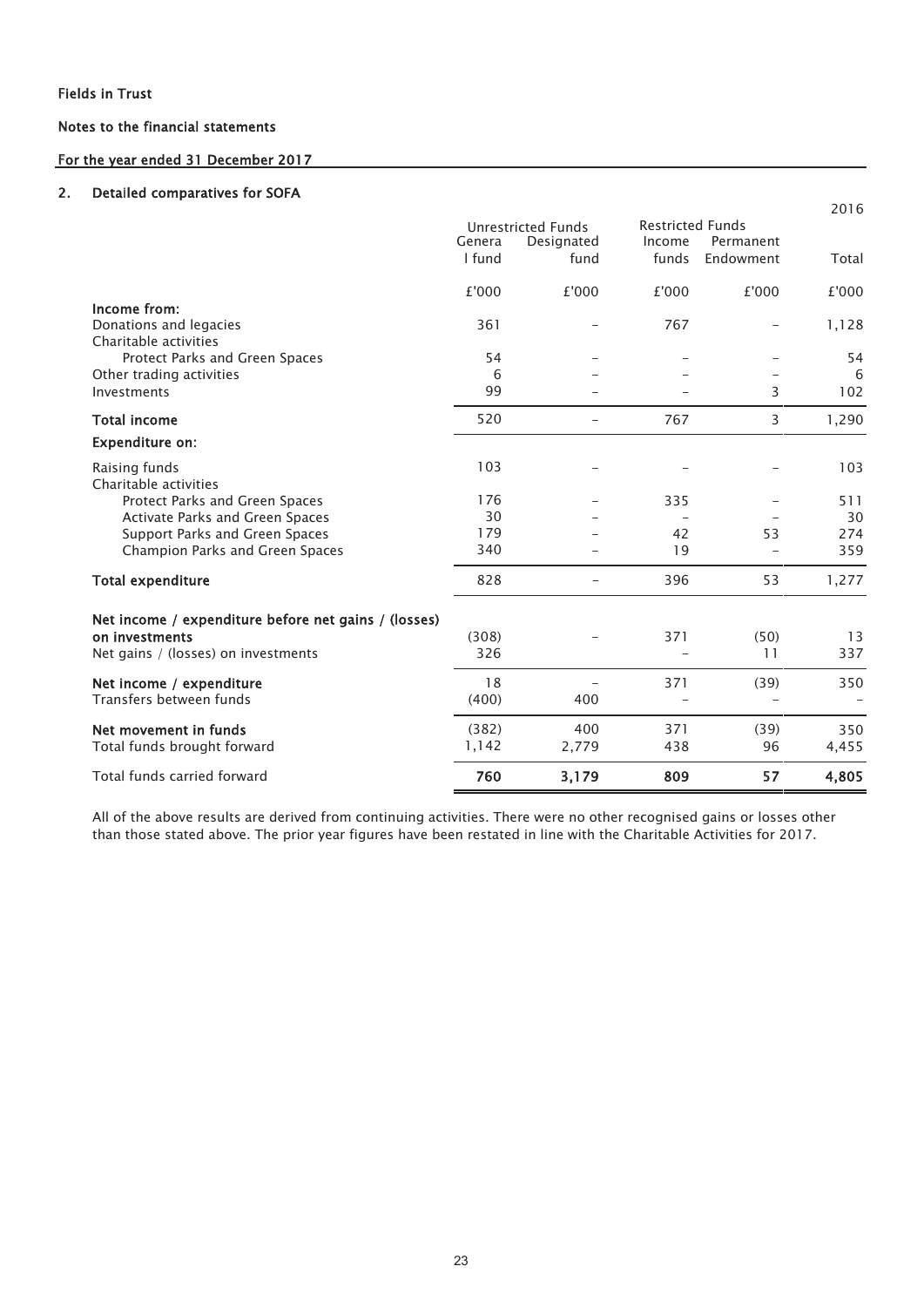Fields in Trust

Notes to the financial statements

For the year ended 31 December 2017

## 2. Detailed comparatives for SOFA

| | Unrestricted Funds | | Restricted Funds | | 2016 |
|---|---|---|---|---|---|
| | General fund | Designated fund | Income funds | Permanent Endowment | Total |
| | £'000 | £'000 | £'000 | £'000 | £'000 |
| **Income from:** | | | | | |
| Donations and legacies | 361 | – | 767 | – | 1,128 |
| Charitable activities | | | | | |
| Protect Parks and Green Spaces | 54 | – | – | – | 54 |
| Other trading activities | 6 | – | – | – | 6 |
| Investments | 99 | – | – | 3 | 102 |
| **Total income** | 520 | – | 767 | 3 | 1,290 |
| **Expenditure on:** | | | | | |
| Raising funds | 103 | – | – | – | 103 |
| Charitable activities | | | | | |
| Protect Parks and Green Spaces | 176 | – | 335 | – | 511 |
| Activate Parks and Green Spaces | 30 | – | – | – | 30 |
| Support Parks and Green Spaces | 179 | – | 42 | 53 | 274 |
| Champion Parks and Green Spaces | 340 | – | 19 | – | 359 |
| **Total expenditure** | 828 | – | 396 | 53 | 1,277 |
| **Net income / expenditure before net gains / (losses) on investments** | (308) | – | 371 | (50) | 13 |
| Net gains / (losses) on investments | 326 | | – | 11 | 337 |
| **Net income / expenditure** | 18 | – | 371 | (39) | 350 |
| Transfers between funds | (400) | 400 | – | – | – |
| **Net movement in funds** | (382) | 400 | 371 | (39) | 350 |
| Total funds brought forward | 1,142 | 2,779 | 438 | 96 | 4,455 |
| Total funds carried forward | **760** | **3,179** | **809** | **57** | **4,805** |

All of the above results are derived from continuing activities. There were no other recognised gains or losses other than those stated above. The prior year figures have been restated in line with the Charitable Activities for 2017.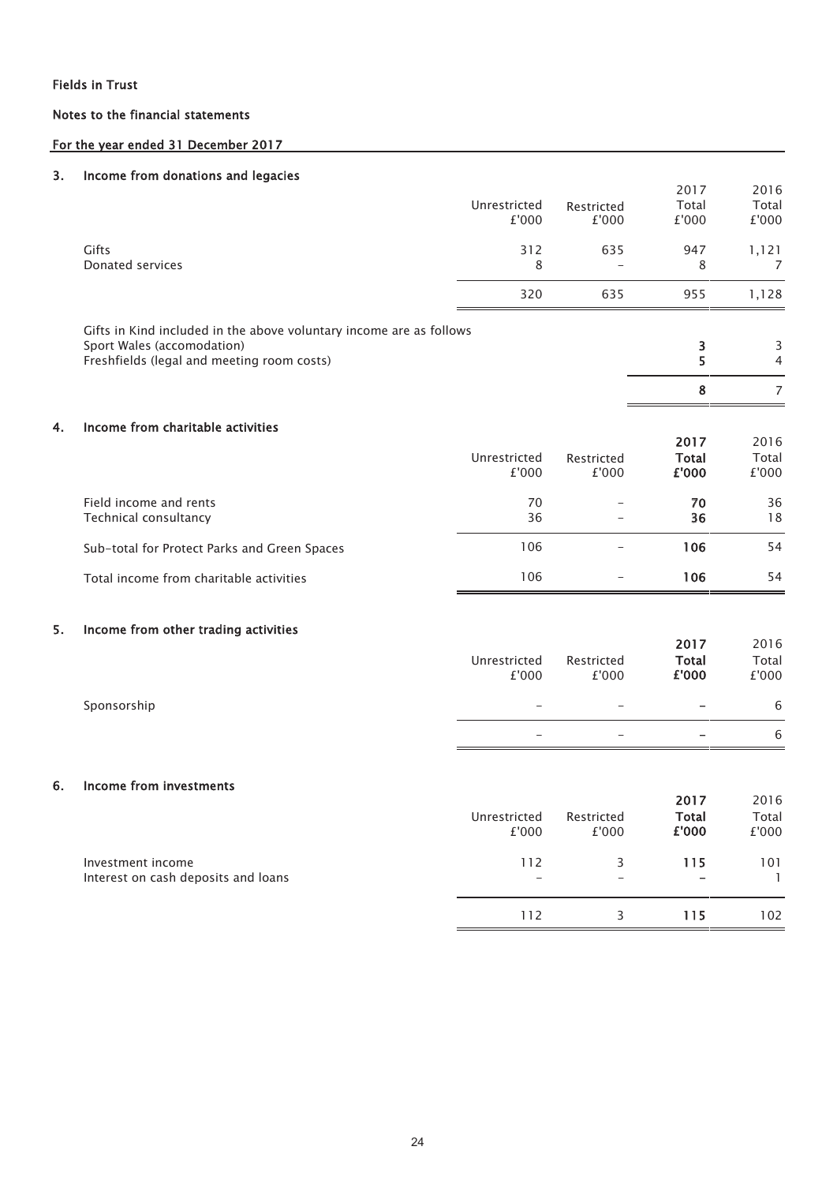**Fields in Trust**

**Notes to the financial statements**

**For the year ended 31 December 2017**

## 3. Income from donations and legacies

| | Unrestricted £'000 | Restricted £'000 | 2017 Total £'000 | 2016 Total £'000 |
|---|---|---|---|---|
| Gifts | 312 | 635 | 947 | 1,121 |
| Donated services | 8 | – | 8 | 7 |
| | 320 | 635 | 955 | 1,128 |

Gifts in Kind included in the above voluntary income are as follows

| | 2017 | 2016 |
|---|---|---|
| Sport Wales (accomodation) | **3** | 3 |
| Freshfields (legal and meeting room costs) | **5** | 4 |
| | **8** | 7 |

## 4. Income from charitable activities

| | Unrestricted £'000 | Restricted £'000 | **2017 Total £'000** | 2016 Total £'000 |
|---|---|---|---|---|
| Field income and rents | 70 | – | **70** | 36 |
| Technical consultancy | 36 | – | **36** | 18 |
| Sub-total for Protect Parks and Green Spaces | 106 | – | **106** | 54 |
| Total income from charitable activities | 106 | – | **106** | 54 |

## 5. Income from other trading activities

| | Unrestricted £'000 | Restricted £'000 | **2017 Total £'000** | 2016 Total £'000 |
|---|---|---|---|---|
| Sponsorship | – | – | **–** | 6 |
| | – | – | **–** | 6 |

## 6. Income from investments

| | Unrestricted £'000 | Restricted £'000 | **2017 Total £'000** | 2016 Total £'000 |
|---|---|---|---|---|
| Investment income | 112 | 3 | **115** | 101 |
| Interest on cash deposits and loans | – | – | **–** | 1 |
| | 112 | 3 | **115** | 102 |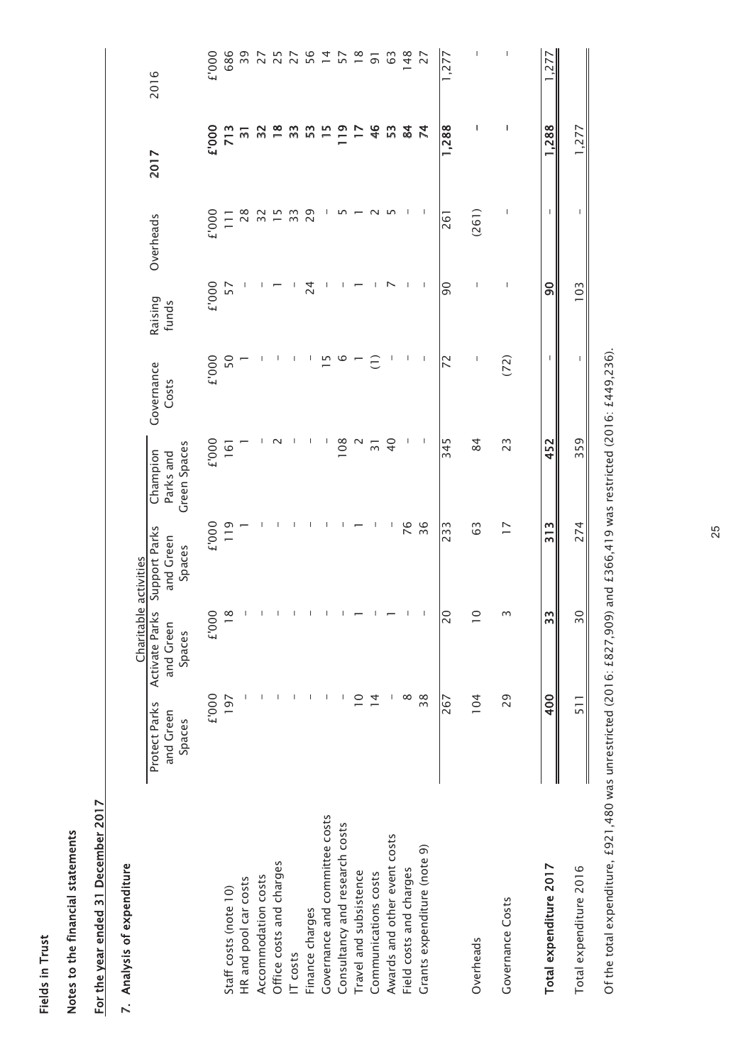**Fields in Trust**

**Notes to the financial statements**

**For the year ended 31 December 2017**

**7. Analysis of expenditure**

| | Charitable activities | | | | | | | | |
|---|---|---|---|---|---|---|---|---|---|
| | Protect Parks and Green Spaces | Activate Parks and Green Spaces | Support Parks and Green Spaces | Champion Parks and Green Spaces | Governance Costs | Raising funds | Overheads | **2017** | 2016 |
| | £'000 | £'000 | £'000 | £'000 | £'000 | £'000 | £'000 | **£'000** | £'000 |
| Staff costs (note 10) | 197 | 18 | 119 | 161 | 50 | 57 | 111 | **713** | 686 |
| HR and pool car costs | - | - | 1 | 1 | 1 | - | 28 | **31** | 39 |
| Accommodation costs | - | - | - | - | - | - | 32 | **32** | 27 |
| Office costs and charges | - | - | - | 2 | - | 1 | 15 | **18** | 25 |
| IT costs | - | - | - | - | - | - | 33 | **33** | 27 |
| Finance charges | - | - | - | - | - | 24 | 29 | **53** | 56 |
| Governance and committee costs | - | - | - | - | 15 | - | - | **15** | 14 |
| Consultancy and research costs | - | - | - | 108 | 6 | - | 5 | **119** | 57 |
| Travel and subsistence | 10 | 1 | 1 | 2 | 1 | 1 | 1 | **17** | 18 |
| Communications costs | 14 | - | - | 31 | (1) | - | 2 | **46** | 91 |
| Awards and other event costs | - | 1 | - | 40 | - | 7 | 5 | **53** | 63 |
| Field costs and charges | 8 | - | 76 | - | - | - | - | **84** | 148 |
| Grants expenditure (note 9) | 38 | - | 36 | - | - | - | - | **74** | 27 |
| | 267 | 20 | 233 | 345 | 72 | 90 | 261 | **1,288** | 1,277 |
| Overheads | 104 | 10 | 63 | 84 | - | - | (261) | **-** | - |
| Governance Costs | 29 | 3 | 17 | 23 | (72) | - | - | **-** | - |
| **Total expenditure 2017** | **400** | **33** | **313** | **452** | **-** | **90** | **-** | **1,288** | 1,277 |
| Total expenditure 2016 | 511 | 30 | 274 | 359 | - | 103 | - | 1,277 | |

Of the total expenditure, £921,480 was unrestricted (2016: £827,909) and £366,419 was restricted (2016: £449,236).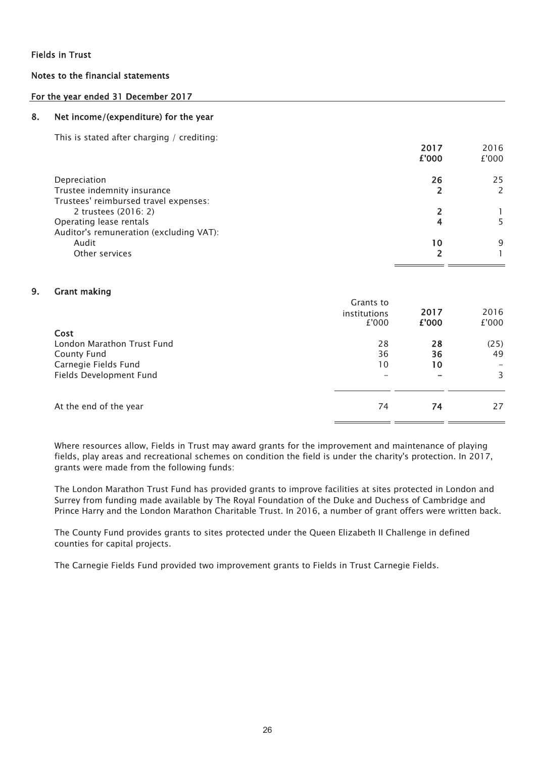Fields in Trust

Notes to the financial statements

For the year ended 31 December 2017

## 8. Net income/(expenditure) for the year

This is stated after charging / crediting:

| | 2017 £'000 | 2016 £'000 |
|---|---|---|
| Depreciation | **26** | 25 |
| Trustee indemnity insurance | **2** | 2 |
| Trustees' reimbursed travel expenses: | | |
| 2 trustees (2016: 2) | **2** | 1 |
| Operating lease rentals | **4** | 5 |
| Auditor's remuneration (excluding VAT): | | |
| Audit | **10** | 9 |
| Other services | **2** | 1 |

## 9. Grant making

| | Grants to institutions £'000 | 2017 £'000 | 2016 £'000 |
|---|---|---|---|
| **Cost** | | | |
| London Marathon Trust Fund | 28 | **28** | (25) |
| County Fund | 36 | **36** | 49 |
| Carnegie Fields Fund | 10 | **10** | – |
| Fields Development Fund | – | **–** | 3 |
| At the end of the year | 74 | **74** | 27 |

Where resources allow, Fields in Trust may award grants for the improvement and maintenance of playing fields, play areas and recreational schemes on condition the field is under the charity's protection. In 2017, grants were made from the following funds:

The London Marathon Trust Fund has provided grants to improve facilities at sites protected in London and Surrey from funding made available by The Royal Foundation of the Duke and Duchess of Cambridge and Prince Harry and the London Marathon Charitable Trust. In 2016, a number of grant offers were written back.

The County Fund provides grants to sites protected under the Queen Elizabeth II Challenge in defined counties for capital projects.

The Carnegie Fields Fund provided two improvement grants to Fields in Trust Carnegie Fields.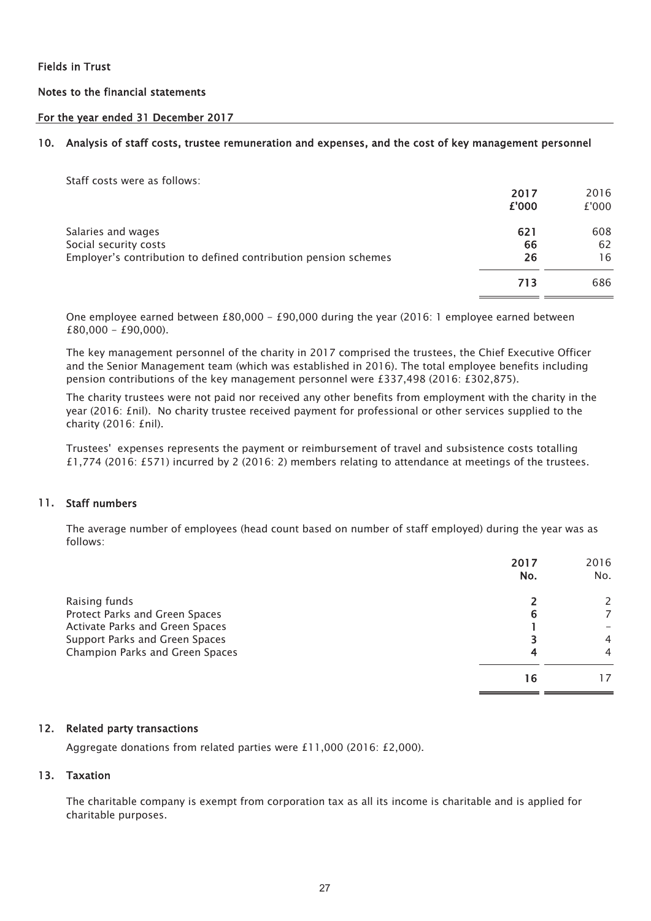Fields in Trust

Notes to the financial statements

For the year ended 31 December 2017

## 10. Analysis of staff costs, trustee remuneration and expenses, and the cost of key management personnel

Staff costs were as follows:

| | 2017 £'000 | 2016 £'000 |
|---|---|---|
| Salaries and wages | 621 | 608 |
| Social security costs | 66 | 62 |
| Employer's contribution to defined contribution pension schemes | 26 | 16 |
| | 713 | 686 |

One employee earned between £80,000 - £90,000 during the year (2016: 1 employee earned between £80,000 - £90,000).

The key management personnel of the charity in 2017 comprised the trustees, the Chief Executive Officer and the Senior Management team (which was established in 2016). The total employee benefits including pension contributions of the key management personnel were £337,498 (2016: £302,875).

The charity trustees were not paid nor received any other benefits from employment with the charity in the year (2016: £nil). No charity trustee received payment for professional or other services supplied to the charity (2016: £nil).

Trustees' expenses represents the payment or reimbursement of travel and subsistence costs totalling £1,774 (2016: £571) incurred by 2 (2016: 2) members relating to attendance at meetings of the trustees.

## 11. Staff numbers

The average number of employees (head count based on number of staff employed) during the year was as follows:

| | 2017 No. | 2016 No. |
|---|---|---|
| Raising funds | 2 | 2 |
| Protect Parks and Green Spaces | 6 | 7 |
| Activate Parks and Green Spaces | 1 | - |
| Support Parks and Green Spaces | 3 | 4 |
| Champion Parks and Green Spaces | 4 | 4 |
| | 16 | 17 |

## 12. Related party transactions

Aggregate donations from related parties were £11,000 (2016: £2,000).

## 13. Taxation

The charitable company is exempt from corporation tax as all its income is charitable and is applied for charitable purposes.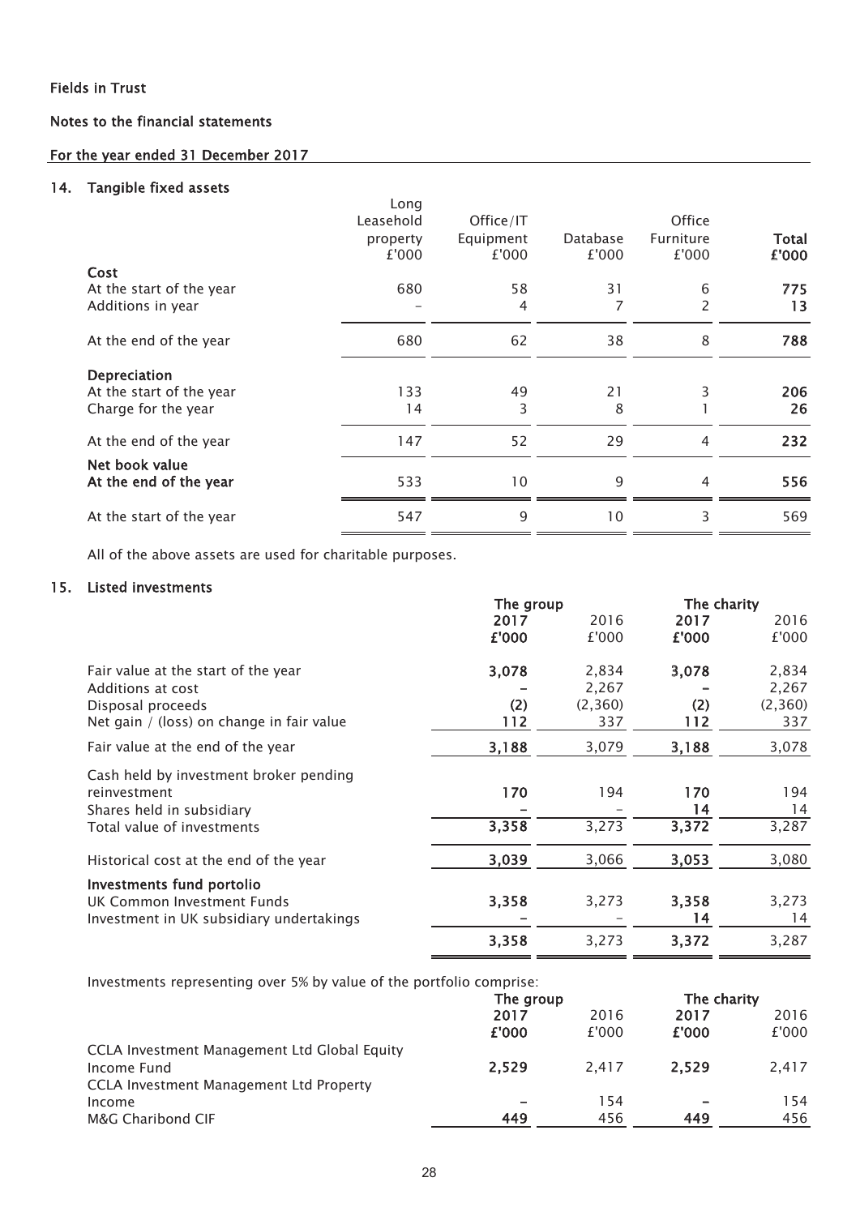**Fields in Trust**

**Notes to the financial statements**

**For the year ended 31 December 2017**

## 14. Tangible fixed assets

| | Long Leasehold property £'000 | Office/IT Equipment £'000 | Database £'000 | Office Furniture £'000 | **Total £'000** |
|---|---|---|---|---|---|
| **Cost** | | | | | |
| At the start of the year | 680 | 58 | 31 | 6 | **775** |
| Additions in year | – | 4 | 7 | 2 | **13** |
| At the end of the year | 680 | 62 | 38 | 8 | **788** |
| **Depreciation** | | | | | |
| At the start of the year | 133 | 49 | 21 | 3 | **206** |
| Charge for the year | 14 | 3 | 8 | 1 | **26** |
| At the end of the year | 147 | 52 | 29 | 4 | **232** |
| **Net book value** | | | | | |
| **At the end of the year** | 533 | 10 | 9 | 4 | **556** |
| At the start of the year | 547 | 9 | 10 | 3 | 569 |

All of the above assets are used for charitable purposes.

## 15. Listed investments

| | The group | | The charity | |
|---|---|---|---|---|
| | **2017 £'000** | 2016 £'000 | **2017 £'000** | 2016 £'000 |
| Fair value at the start of the year | **3,078** | 2,834 | **3,078** | 2,834 |
| Additions at cost | **–** | 2,267 | **–** | 2,267 |
| Disposal proceeds | **(2)** | (2,360) | **(2)** | (2,360) |
| Net gain / (loss) on change in fair value | **112** | 337 | **112** | 337 |
| Fair value at the end of the year | **3,188** | 3,079 | **3,188** | 3,078 |
| Cash held by investment broker pending reinvestment | **170** | 194 | **170** | 194 |
| Shares held in subsidiary | **–** | – | **14** | 14 |
| Total value of investments | **3,358** | 3,273 | **3,372** | 3,287 |
| Historical cost at the end of the year | **3,039** | 3,066 | **3,053** | 3,080 |
| **Investments fund portolio** | | | | |
| UK Common Investment Funds | **3,358** | 3,273 | **3,358** | 3,273 |
| Investment in UK subsidiary undertakings | **–** | – | **14** | 14 |
| | **3,358** | 3,273 | **3,372** | 3,287 |

Investments representing over 5% by value of the portfolio comprise:

| | The group | | The charity | |
|---|---|---|---|---|
| | **2017 £'000** | 2016 £'000 | **2017 £'000** | 2016 £'000 |
| CCLA Investment Management Ltd Global Equity Income Fund | **2,529** | 2,417 | **2,529** | 2,417 |
| CCLA Investment Management Ltd Property Income | **–** | 154 | **–** | 154 |
| M&G Charibond CIF | **449** | 456 | **449** | 456 |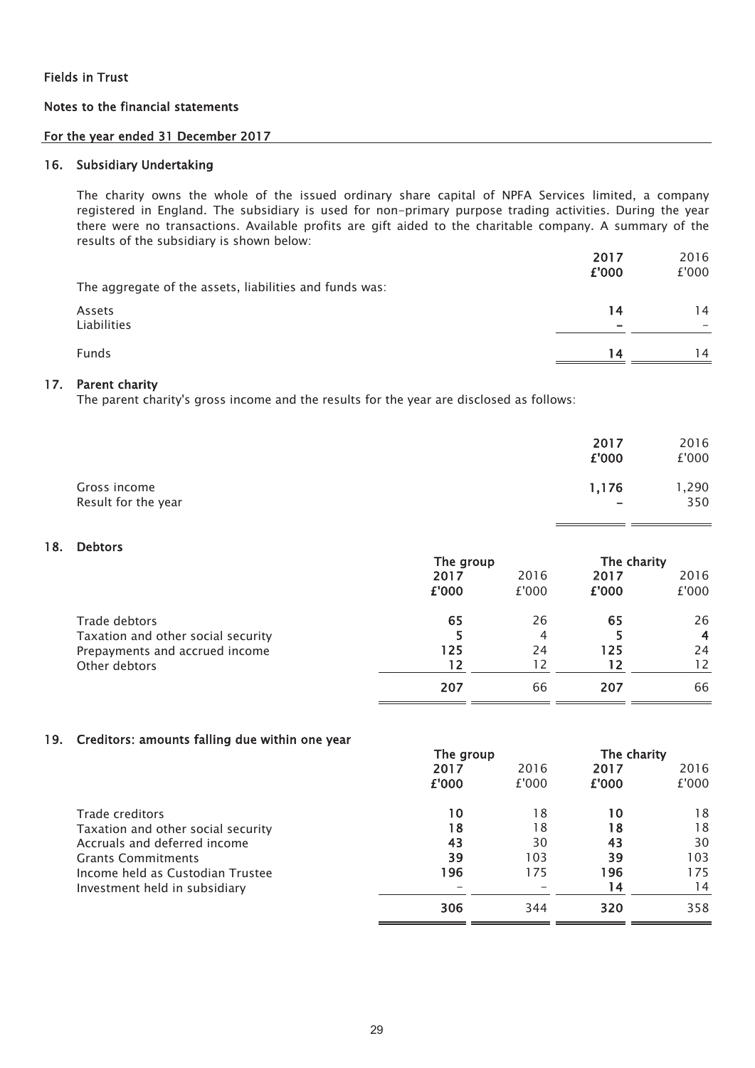## 16. Subsidiary Undertaking

The charity owns the whole of the issued ordinary share capital of NPFA Services limited, a company registered in England. The subsidiary is used for non-primary purpose trading activities. During the year there were no transactions. Available profits are gift aided to the charitable company. A summary of the results of the subsidiary is shown below:

| | 2017 £'000 | 2016 £'000 |
|---|---|---|
| The aggregate of the assets, liabilities and funds was: | | |
| Assets | **14** | 14 |
| Liabilities | **-** | - |
| Funds | **14** | 14 |

## 17. Parent charity

The parent charity's gross income and the results for the year are disclosed as follows:

| | 2017 £'000 | 2016 £'000 |
|---|---|---|
| Gross income | **1,176** | 1,290 |
| Result for the year | **-** | 350 |

## 18. Debtors

| | The group | | The charity | |
|---|---|---|---|---|
| | 2017 £'000 | 2016 £'000 | 2017 £'000 | 2016 £'000 |
| Trade debtors | **65** | 26 | **65** | 26 |
| Taxation and other social security | **5** | 4 | **5** | **4** |
| Prepayments and accrued income | **125** | 24 | **125** | 24 |
| Other debtors | **12** | 12 | **12** | 12 |
| | **207** | 66 | **207** | 66 |

## 19. Creditors: amounts falling due within one year

| | The group | | The charity | |
|---|---|---|---|---|
| | 2017 £'000 | 2016 £'000 | 2017 £'000 | 2016 £'000 |
| Trade creditors | **10** | 18 | **10** | 18 |
| Taxation and other social security | **18** | 18 | **18** | 18 |
| Accruals and deferred income | **43** | 30 | **43** | 30 |
| Grants Commitments | **39** | 103 | **39** | 103 |
| Income held as Custodian Trustee | **196** | 175 | **196** | 175 |
| Investment held in subsidiary | - | - | **14** | 14 |
| | **306** | 344 | **320** | 358 |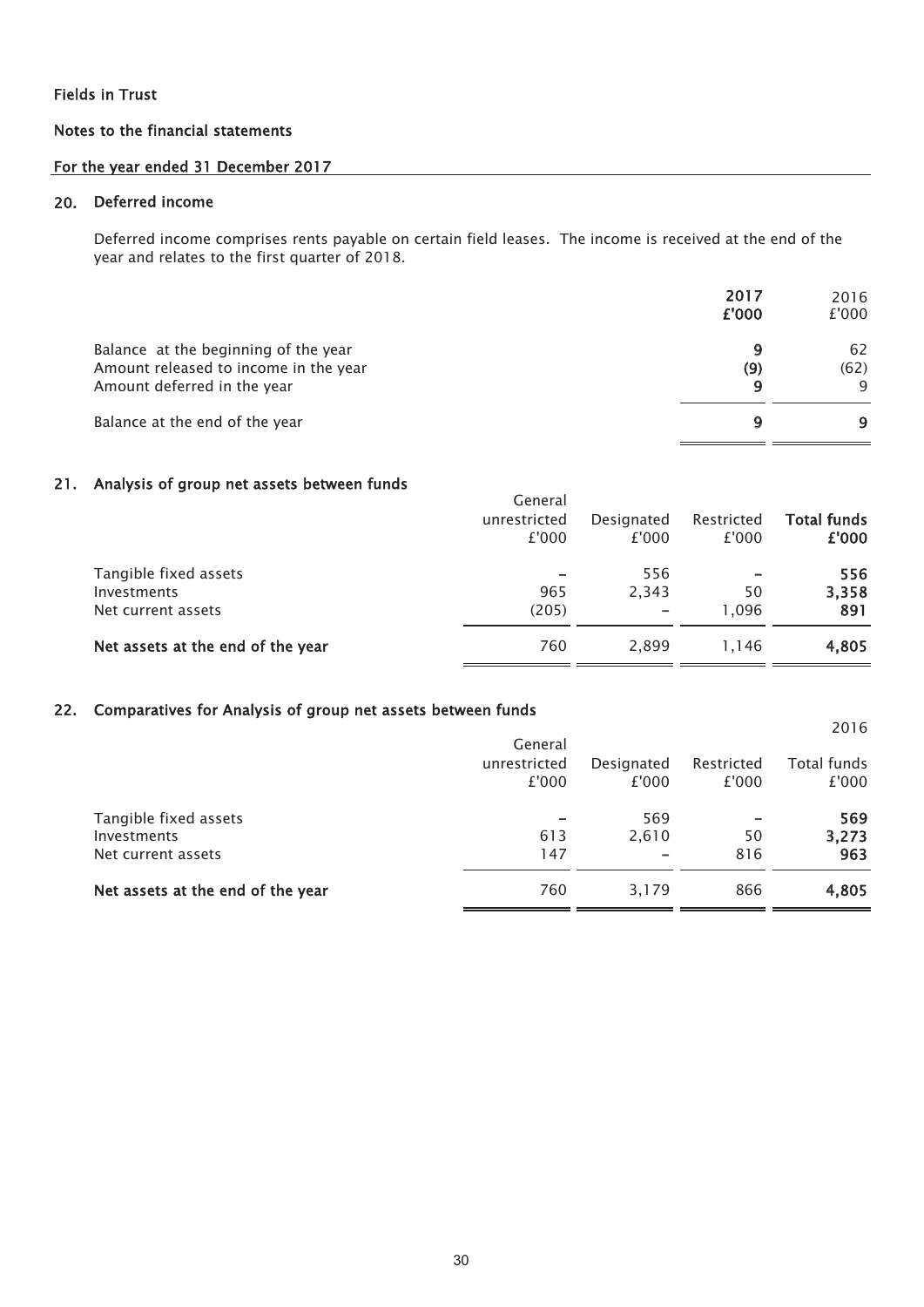Fields in Trust

Notes to the financial statements

For the year ended 31 December 2017

## 20. Deferred income

Deferred income comprises rents payable on certain field leases. The income is received at the end of the year and relates to the first quarter of 2018.

| | **2017 £'000** | 2016 £'000 |
|---|---|---|
| Balance at the beginning of the year | **9** | 62 |
| Amount released to income in the year | **(9)** | (62) |
| Amount deferred in the year | **9** | 9 |
| Balance at the end of the year | **9** | **9** |

## 21. Analysis of group net assets between funds

| | General unrestricted £'000 | Designated £'000 | Restricted £'000 | **Total funds £'000** |
|---|---|---|---|---|
| Tangible fixed assets | – | 556 | – | **556** |
| Investments | 965 | 2,343 | 50 | **3,358** |
| Net current assets | (205) | – | 1,096 | **891** |
| **Net assets at the end of the year** | 760 | 2,899 | 1,146 | **4,805** |

## 22. Comparatives for Analysis of group net assets between funds

2016

| | General unrestricted £'000 | Designated £'000 | Restricted £'000 | Total funds £'000 |
|---|---|---|---|---|
| Tangible fixed assets | – | 569 | – | **569** |
| Investments | 613 | 2,610 | 50 | **3,273** |
| Net current assets | 147 | – | 816 | **963** |
| **Net assets at the end of the year** | 760 | 3,179 | 866 | **4,805** |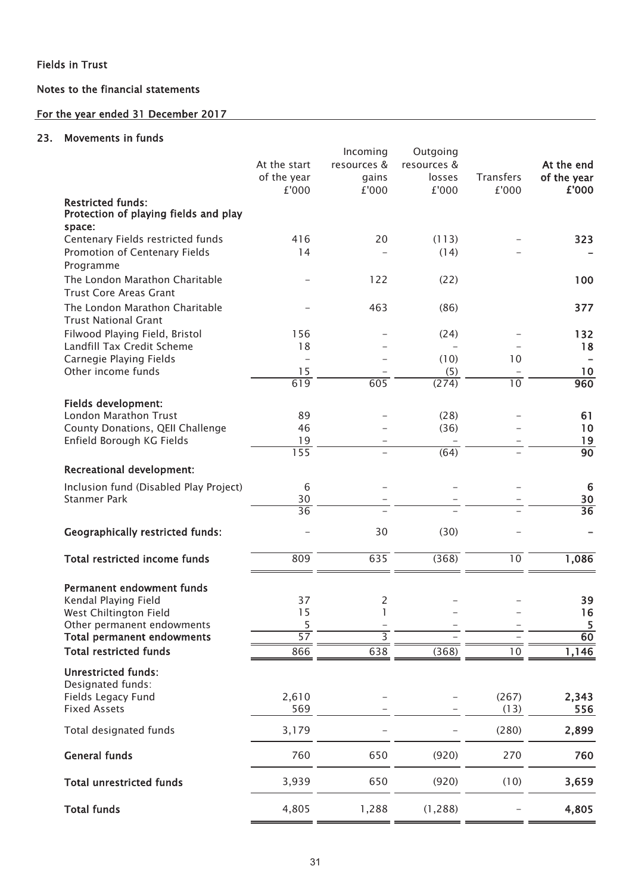Fields in Trust

Notes to the financial statements

For the year ended 31 December 2017

## 23. Movements in funds

| | At the start of the year £'000 | Incoming resources & gains £'000 | Outgoing resources & losses £'000 | Transfers £'000 | **At the end of the year £'000** |
|---|---|---|---|---|---|
| **Restricted funds:** | | | | | |
| **Protection of playing fields and play space:** | | | | | |
| Centenary Fields restricted funds | 416 | 20 | (113) | – | **323** |
| Promotion of Centenary Fields Programme | 14 | – | (14) | – | **–** |
| The London Marathon Charitable Trust Core Areas Grant | – | 122 | (22) | | **100** |
| The London Marathon Charitable Trust National Grant | – | 463 | (86) | | **377** |
| Filwood Playing Field, Bristol | 156 | – | (24) | – | **132** |
| Landfill Tax Credit Scheme | 18 | – | – | – | **18** |
| Carnegie Playing Fields | – | – | (10) | 10 | **–** |
| Other income funds | 15 | – | (5) | – | **10** |
| | 619 | 605 | (274) | 10 | **960** |
| **Fields development:** | | | | | |
| London Marathon Trust | 89 | – | (28) | – | **61** |
| County Donations, QEII Challenge | 46 | – | (36) | – | **10** |
| Enfield Borough KG Fields | 19 | – | – | – | **19** |
| | 155 | – | (64) | – | **90** |
| **Recreational development:** | | | | | |
| Inclusion fund (Disabled Play Project) | 6 | – | – | – | **6** |
| Stanmer Park | 30 | – | – | – | **30** |
| | 36 | – | – | – | **36** |
| **Geographically restricted funds:** | – | 30 | (30) | – | **–** |
| **Total restricted income funds** | 809 | 635 | (368) | 10 | **1,086** |
| **Permanent endowment funds** | | | | | |
| Kendal Playing Field | 37 | 2 | – | – | **39** |
| West Chiltington Field | 15 | 1 | – | – | **16** |
| Other permanent endowments | 5 | – | – | – | **5** |
| **Total permanent endowments** | 57 | 3 | – | – | **60** |
| **Total restricted funds** | 866 | 638 | (368) | 10 | **1,146** |
| **Unrestricted funds:** | | | | | |
| Designated funds: | | | | | |
| Fields Legacy Fund | 2,610 | – | – | (267) | **2,343** |
| Fixed Assets | 569 | – | – | (13) | **556** |
| Total designated funds | 3,179 | – | – | (280) | **2,899** |
| **General funds** | 760 | 650 | (920) | 270 | **760** |
| **Total unrestricted funds** | 3,939 | 650 | (920) | (10) | **3,659** |
| **Total funds** | 4,805 | 1,288 | (1,288) | – | **4,805** |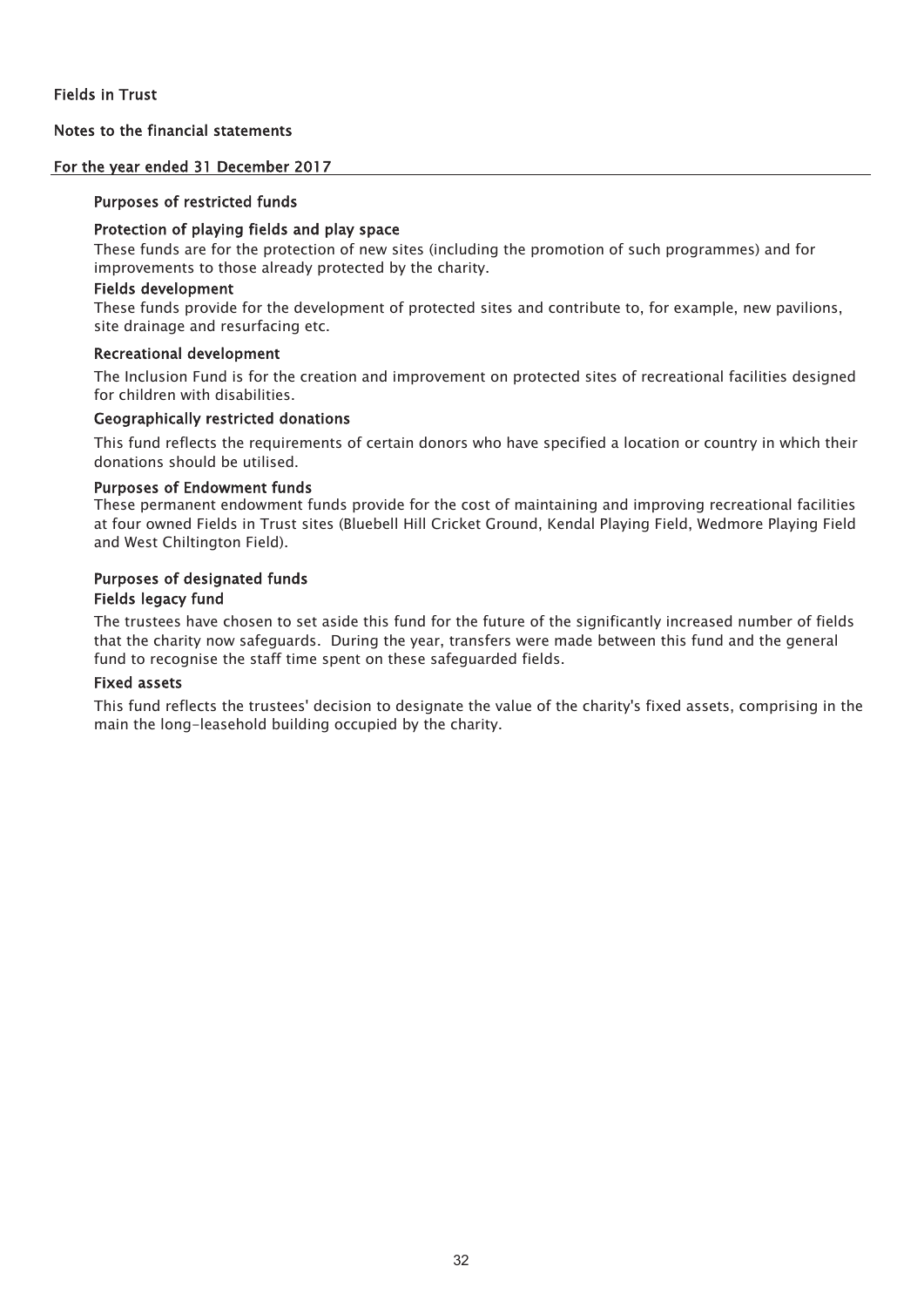### Purposes of restricted funds

#### Protection of playing fields and play space

These funds are for the protection of new sites (including the promotion of such programmes) and for improvements to those already protected by the charity.

#### Fields development

These funds provide for the development of protected sites and contribute to, for example, new pavilions, site drainage and resurfacing etc.

#### Recreational development

The Inclusion Fund is for the creation and improvement on protected sites of recreational facilities designed for children with disabilities.

#### Geographically restricted donations

This fund reflects the requirements of certain donors who have specified a location or country in which their donations should be utilised.

### Purposes of Endowment funds

These permanent endowment funds provide for the cost of maintaining and improving recreational facilities at four owned Fields in Trust sites (Bluebell Hill Cricket Ground, Kendal Playing Field, Wedmore Playing Field and West Chiltington Field).

### Purposes of designated funds

#### Fields legacy fund

The trustees have chosen to set aside this fund for the future of the significantly increased number of fields that the charity now safeguards. During the year, transfers were made between this fund and the general fund to recognise the staff time spent on these safeguarded fields.

#### Fixed assets

This fund reflects the trustees' decision to designate the value of the charity's fixed assets, comprising in the main the long-leasehold building occupied by the charity.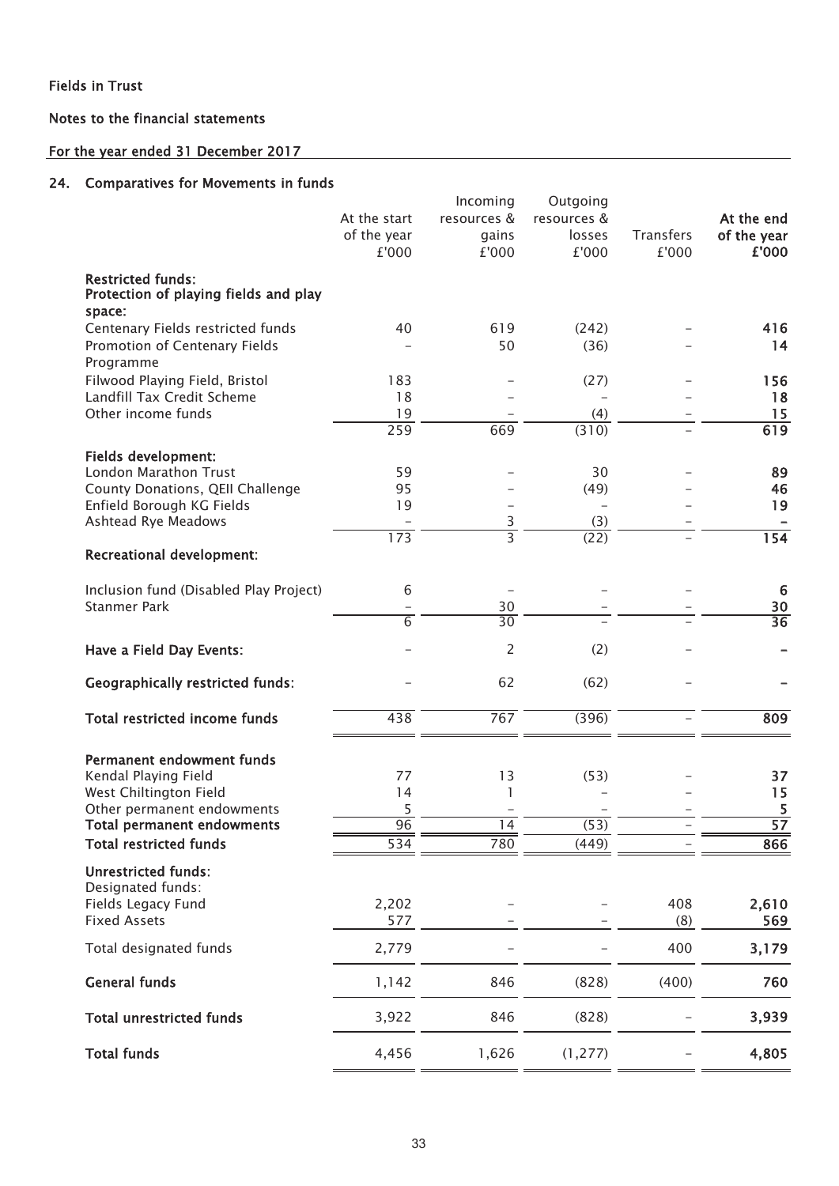Fields in Trust

Notes to the financial statements

For the year ended 31 December 2017

## 24. Comparatives for Movements in funds

| | At the start of the year £'000 | Incoming resources & gains £'000 | Outgoing resources & losses £'000 | Transfers £'000 | **At the end of the year £'000** |
|---|---|---|---|---|---|
| **Restricted funds:** | | | | | |
| **Protection of playing fields and play space:** | | | | | |
| Centenary Fields restricted funds | 40 | 619 | (242) | – | **416** |
| Promotion of Centenary Fields Programme | – | 50 | (36) | – | **14** |
| Filwood Playing Field, Bristol | 183 | – | (27) | – | **156** |
| Landfill Tax Credit Scheme | 18 | – | – | – | **18** |
| Other income funds | 19 | – | (4) | – | **15** |
| | 259 | 669 | (310) | – | **619** |
| **Fields development:** | | | | | |
| London Marathon Trust | 59 | – | 30 | – | **89** |
| County Donations, QEII Challenge | 95 | – | (49) | – | **46** |
| Enfield Borough KG Fields | 19 | – | – | – | **19** |
| Ashtead Rye Meadows | – | 3 | (3) | – | **–** |
| | 173 | 3 | (22) | – | **154** |
| **Recreational development:** | | | | | |
| Inclusion fund (Disabled Play Project) | 6 | – | – | – | **6** |
| Stanmer Park | – | 30 | – | – | **30** |
| | 6 | 30 | – | – | **36** |
| **Have a Field Day Events:** | – | 2 | (2) | – | **–** |
| **Geographically restricted funds:** | – | 62 | (62) | – | **–** |
| **Total restricted income funds** | 438 | 767 | (396) | – | **809** |
| **Permanent endowment funds** | | | | | |
| Kendal Playing Field | 77 | 13 | (53) | – | **37** |
| West Chiltington Field | 14 | 1 | – | – | **15** |
| Other permanent endowments | 5 | – | – | – | **5** |
| **Total permanent endowments** | 96 | 14 | (53) | – | **57** |
| **Total restricted funds** | 534 | 780 | (449) | – | **866** |
| **Unrestricted funds:** | | | | | |
| Designated funds: | | | | | |
| Fields Legacy Fund | 2,202 | – | – | 408 | **2,610** |
| Fixed Assets | 577 | – | – | (8) | **569** |
| Total designated funds | 2,779 | – | – | 400 | **3,179** |
| **General funds** | 1,142 | 846 | (828) | (400) | **760** |
| **Total unrestricted funds** | 3,922 | 846 | (828) | – | **3,939** |
| **Total funds** | 4,456 | 1,626 | (1,277) | – | **4,805** |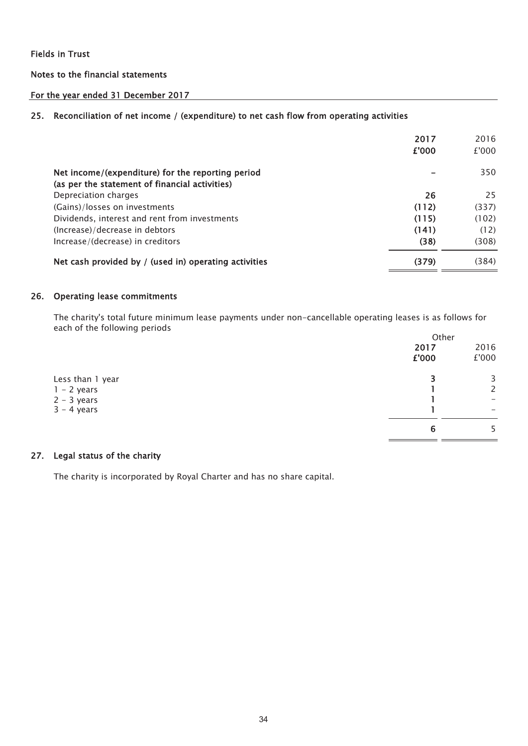**Fields in Trust**

**Notes to the financial statements**

**For the year ended 31 December 2017**

## 25. Reconciliation of net income / (expenditure) to net cash flow from operating activities

| | **2017** | 2016 |
|---|---|---|
| | **£'000** | £'000 |
| **Net income/(expenditure) for the reporting period (as per the statement of financial activities)** | **–** | 350 |
| Depreciation charges | **26** | 25 |
| (Gains)/losses on investments | **(112)** | (337) |
| Dividends, interest and rent from investments | **(115)** | (102) |
| (Increase)/decrease in debtors | **(141)** | (12) |
| Increase/(decrease) in creditors | **(38)** | (308) |
| **Net cash provided by / (used in) operating activities** | **(379)** | (384) |

## 26. Operating lease commitments

The charity's total future minimum lease payments under non-cancellable operating leases is as follows for each of the following periods

| | Other | |
|---|---|---|
| | **2017** | 2016 |
| | **£'000** | £'000 |
| Less than 1 year | **3** | 3 |
| 1 - 2 years | **1** | 2 |
| 2 - 3 years | **1** | – |
| 3 - 4 years | **1** | – |
| | **6** | 5 |

## 27. Legal status of the charity

The charity is incorporated by Royal Charter and has no share capital.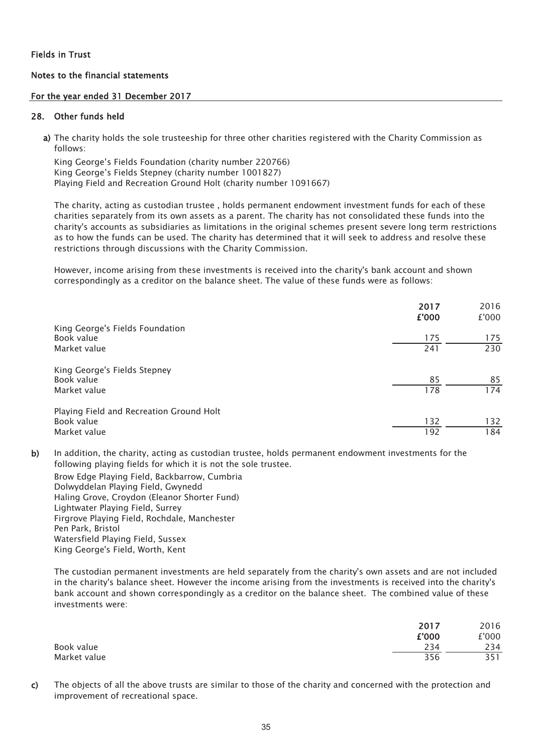Fields in Trust

Notes to the financial statements

For the year ended 31 December 2017

## 28. Other funds held

**a)** The charity holds the sole trusteeship for three other charities registered with the Charity Commission as follows:

King George's Fields Foundation (charity number 220766)
King George's Fields Stepney (charity number 1001827)
Playing Field and Recreation Ground Holt (charity number 1091667)

The charity, acting as custodian trustee , holds permanent endowment investment funds for each of these charities separately from its own assets as a parent. The charity has not consolidated these funds into the charity's accounts as subsidiaries as limitations in the original schemes present severe long term restrictions as to how the funds can be used. The charity has determined that it will seek to address and resolve these restrictions through discussions with the Charity Commission.

However, income arising from these investments is received into the charity's bank account and shown correspondingly as a creditor on the balance sheet. The value of these funds were as follows:

| | **2017** **£'000** | 2016 £'000 |
|---|---|---|
| King George's Fields Foundation | | |
| Book value | 175 | 175 |
| Market value | 241 | 230 |
| King George's Fields Stepney | | |
| Book value | 85 | 85 |
| Market value | 178 | 174 |
| Playing Field and Recreation Ground Holt | | |
| Book value | 132 | 132 |
| Market value | 192 | 184 |

**b)** In addition, the charity, acting as custodian trustee, holds permanent endowment investments for the following playing fields for which it is not the sole trustee.

Brow Edge Playing Field, Backbarrow, Cumbria
Dolwyddelan Playing Field, Gwynedd
Haling Grove, Croydon (Eleanor Shorter Fund)
Lightwater Playing Field, Surrey
Firgrove Playing Field, Rochdale, Manchester
Pen Park, Bristol
Watersfield Playing Field, Sussex
King George's Field, Worth, Kent

The custodian permanent investments are held separately from the charity's own assets and are not included in the charity's balance sheet. However the income arising from the investments is received into the charity's bank account and shown correspondingly as a creditor on the balance sheet. The combined value of these investments were:

| | **2017** **£'000** | 2016 £'000 |
|---|---|---|
| Book value | 234 | 234 |
| Market value | 356 | 351 |

**c)** The objects of all the above trusts are similar to those of the charity and concerned with the protection and improvement of recreational space.